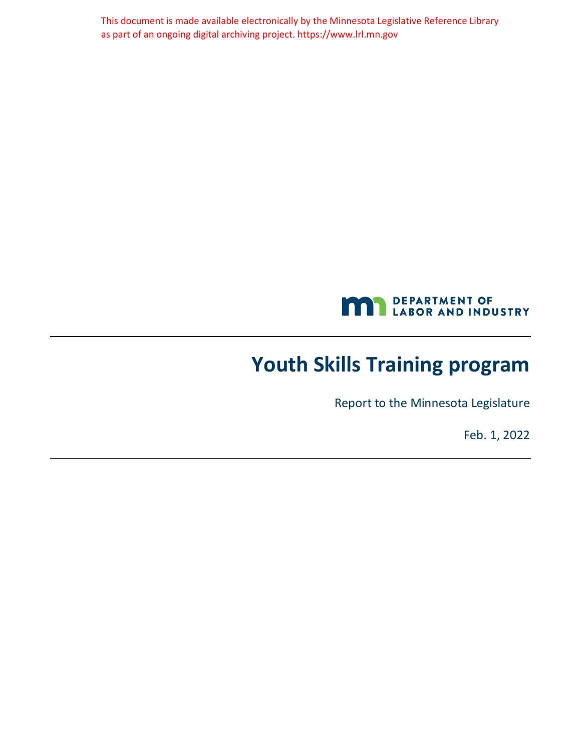This document is made available electronically by the Minnesota Legislative Reference Library as part of an ongoing digital archiving project. https://www.lrl.mn.gov

DEPARTMENT OF LABOR AND INDUSTRY

# Youth Skills Training program

Report to the Minnesota Legislature

Feb. 1, 2022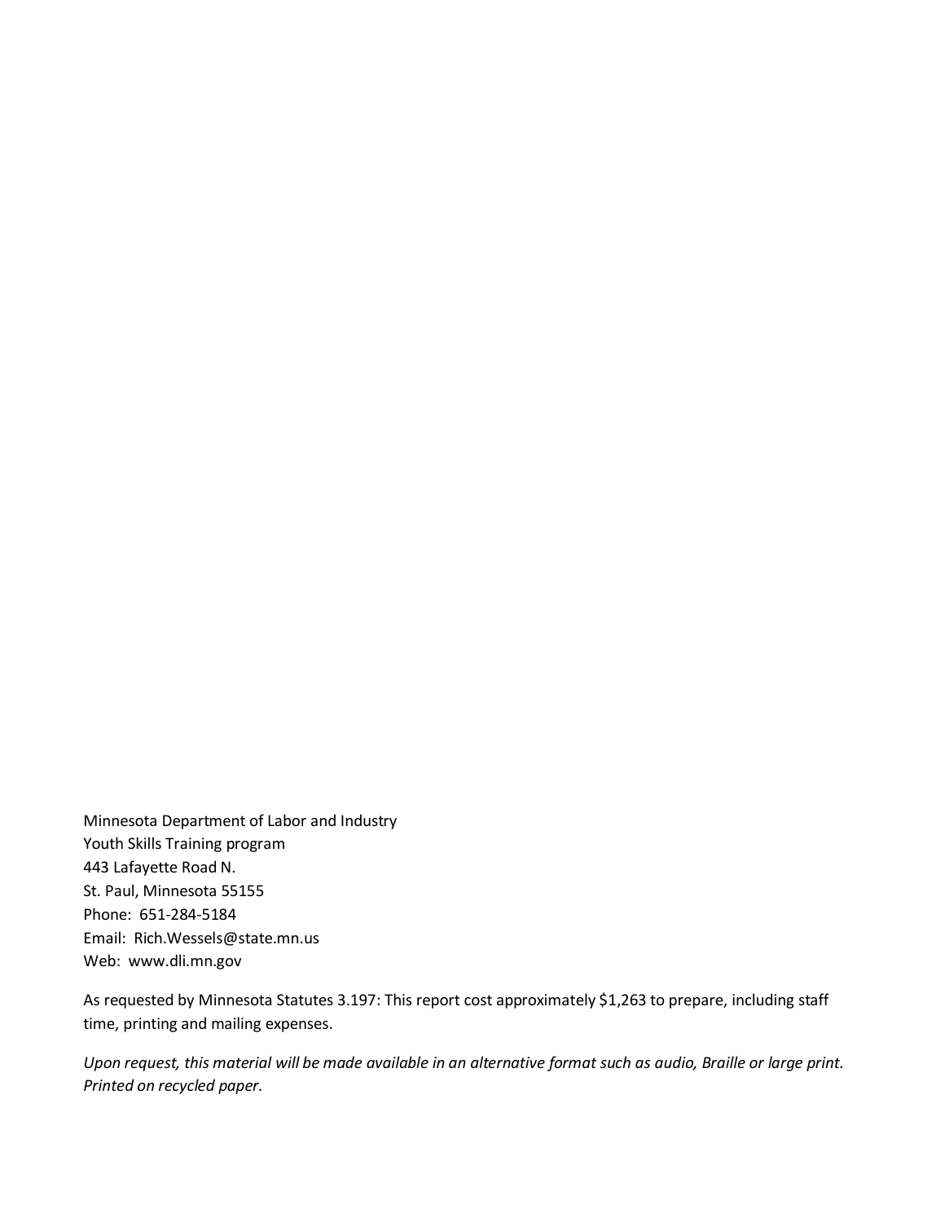Minnesota Department of Labor and Industry  
Youth Skills Training program  
443 Lafayette Road N.  
St. Paul, Minnesota 55155  
Phone: 651-284-5184  
Email: Rich.Wessels@state.mn.us  
Web: www.dli.mn.gov

As requested by Minnesota Statutes 3.197: This report cost approximately $1,263 to prepare, including staff time, printing and mailing expenses.

*Upon request, this material will be made available in an alternative format such as audio, Braille or large print. Printed on recycled paper.*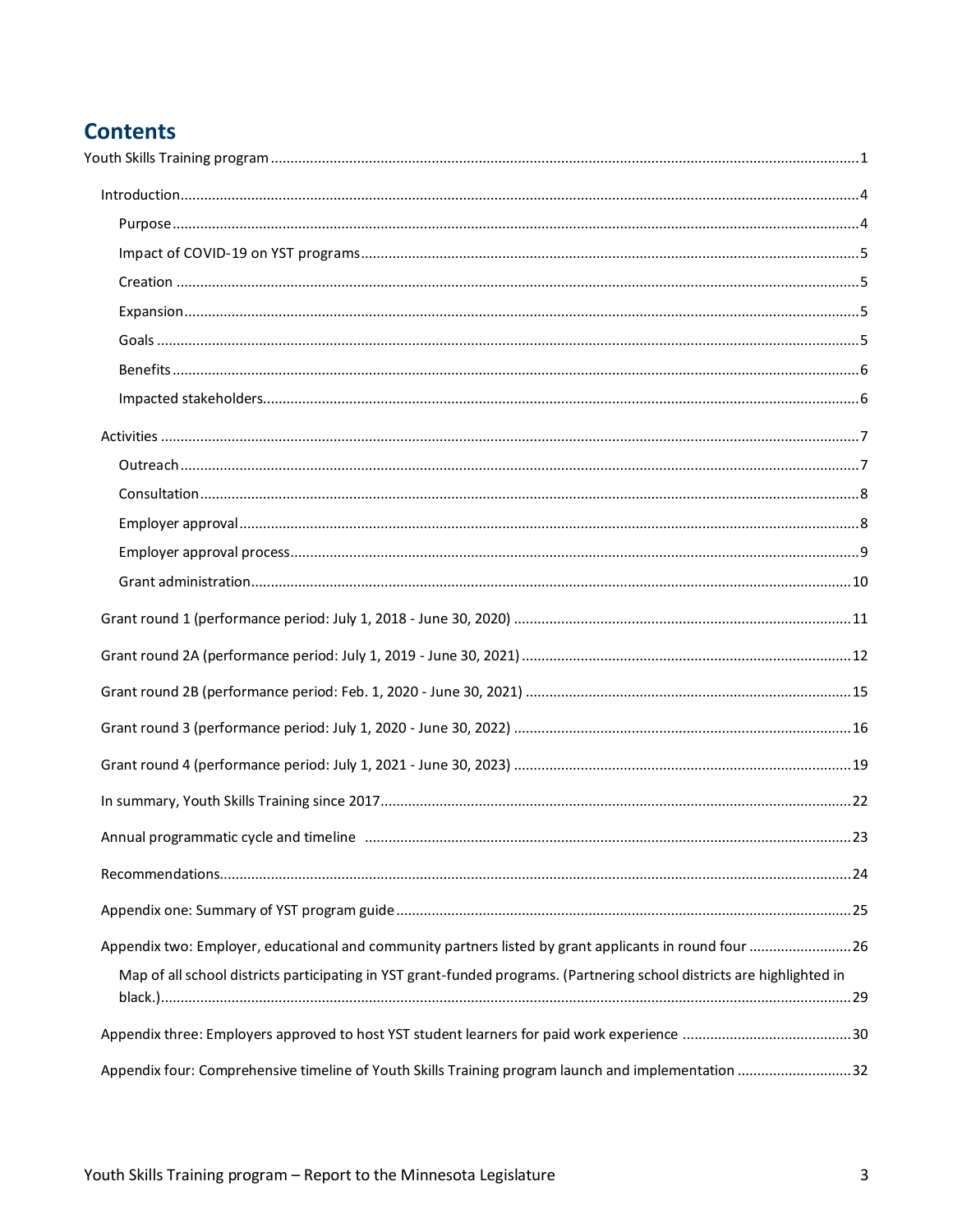# Contents

Youth Skills Training program ....... 1

- Introduction ....... 4
  - Purpose ....... 4
  - Impact of COVID-19 on YST programs ....... 5
  - Creation ....... 5
  - Expansion ....... 5
  - Goals ....... 5
  - Benefits ....... 6
  - Impacted stakeholders ....... 6
- Activities ....... 7
  - Outreach ....... 7
  - Consultation ....... 8
  - Employer approval ....... 8
  - Employer approval process ....... 9
  - Grant administration ....... 10
- Grant round 1 (performance period: July 1, 2018 - June 30, 2020) ....... 11
- Grant round 2A (performance period: July 1, 2019 - June 30, 2021) ....... 12
- Grant round 2B (performance period: Feb. 1, 2020 - June 30, 2021) ....... 15
- Grant round 3 (performance period: July 1, 2020 - June 30, 2022) ....... 16
- Grant round 4 (performance period: July 1, 2021 - June 30, 2023) ....... 19
- In summary, Youth Skills Training since 2017 ....... 22
- Annual programmatic cycle and timeline ....... 23
- Recommendations ....... 24
- Appendix one: Summary of YST program guide ....... 25
- Appendix two: Employer, educational and community partners listed by grant applicants in round four ....... 26
  - Map of all school districts participating in YST grant-funded programs. (Partnering school districts are highlighted in black.) ....... 29
- Appendix three: Employers approved to host YST student learners for paid work experience ....... 30
- Appendix four: Comprehensive timeline of Youth Skills Training program launch and implementation ....... 32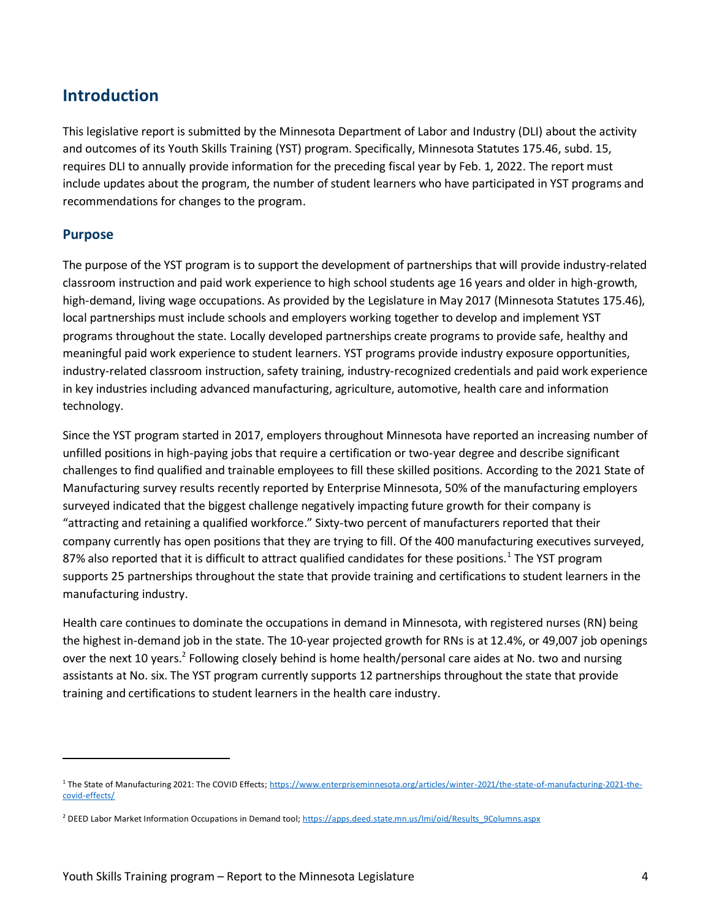# Introduction

This legislative report is submitted by the Minnesota Department of Labor and Industry (DLI) about the activity and outcomes of its Youth Skills Training (YST) program. Specifically, Minnesota Statutes 175.46, subd. 15, requires DLI to annually provide information for the preceding fiscal year by Feb. 1, 2022. The report must include updates about the program, the number of student learners who have participated in YST programs and recommendations for changes to the program.

## Purpose

The purpose of the YST program is to support the development of partnerships that will provide industry-related classroom instruction and paid work experience to high school students age 16 years and older in high-growth, high-demand, living wage occupations. As provided by the Legislature in May 2017 (Minnesota Statutes 175.46), local partnerships must include schools and employers working together to develop and implement YST programs throughout the state. Locally developed partnerships create programs to provide safe, healthy and meaningful paid work experience to student learners. YST programs provide industry exposure opportunities, industry-related classroom instruction, safety training, industry-recognized credentials and paid work experience in key industries including advanced manufacturing, agriculture, automotive, health care and information technology.

Since the YST program started in 2017, employers throughout Minnesota have reported an increasing number of unfilled positions in high-paying jobs that require a certification or two-year degree and describe significant challenges to find qualified and trainable employees to fill these skilled positions. According to the 2021 State of Manufacturing survey results recently reported by Enterprise Minnesota, 50% of the manufacturing employers surveyed indicated that the biggest challenge negatively impacting future growth for their company is "attracting and retaining a qualified workforce." Sixty-two percent of manufacturers reported that their company currently has open positions that they are trying to fill. Of the 400 manufacturing executives surveyed, 87% also reported that it is difficult to attract qualified candidates for these positions.[1] The YST program supports 25 partnerships throughout the state that provide training and certifications to student learners in the manufacturing industry.

Health care continues to dominate the occupations in demand in Minnesota, with registered nurses (RN) being the highest in-demand job in the state. The 10-year projected growth for RNs is at 12.4%, or 49,007 job openings over the next 10 years.[2] Following closely behind is home health/personal care aides at No. two and nursing assistants at No. six. The YST program currently supports 12 partnerships throughout the state that provide training and certifications to student learners in the health care industry.

---

[1] The State of Manufacturing 2021: The COVID Effects; https://www.enterpriseminnesota.org/articles/winter-2021/the-state-of-manufacturing-2021-the-covid-effects/

[2] DEED Labor Market Information Occupations in Demand tool; https://apps.deed.state.mn.us/lmi/oid/Results_9Columns.aspx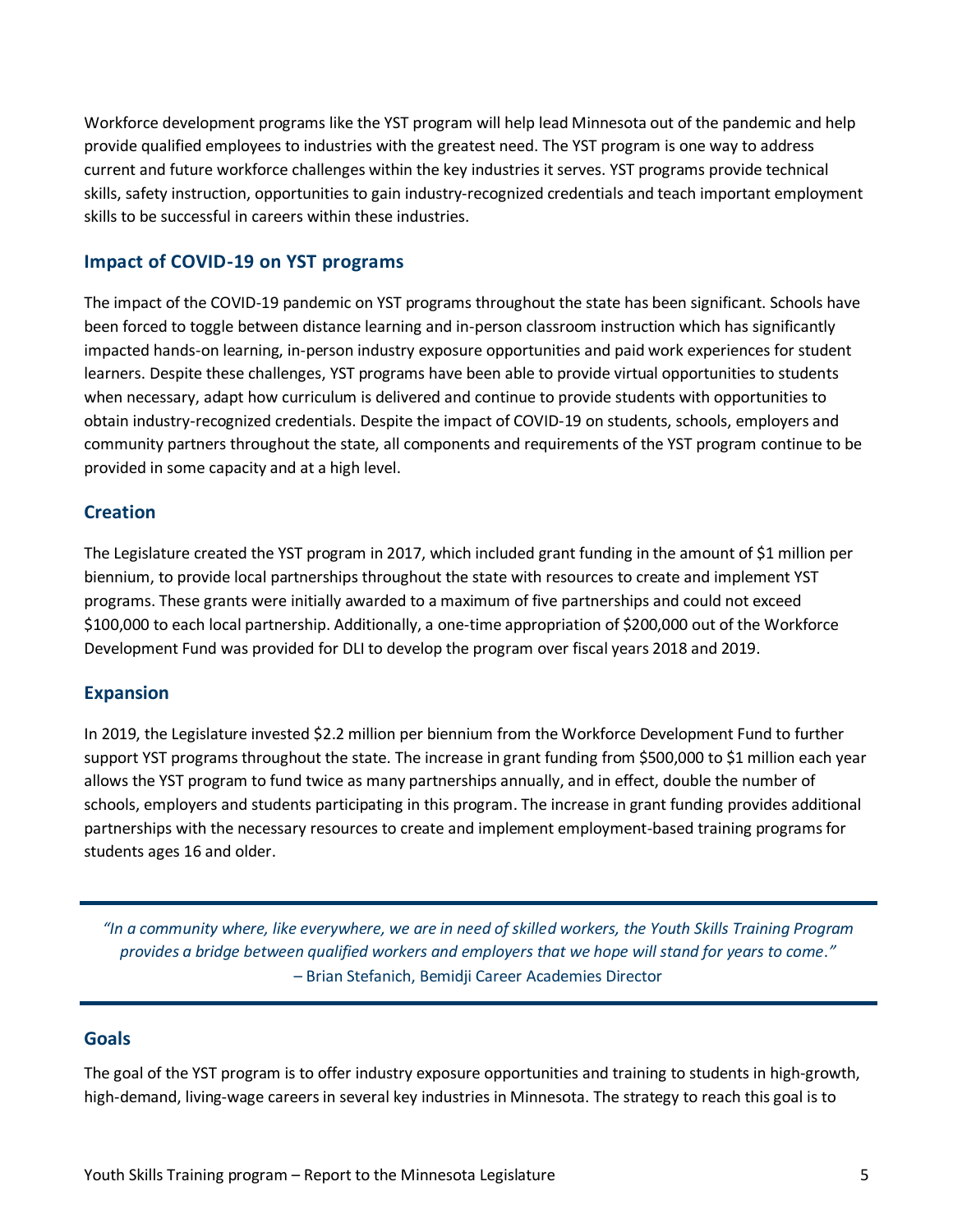Workforce development programs like the YST program will help lead Minnesota out of the pandemic and help provide qualified employees to industries with the greatest need. The YST program is one way to address current and future workforce challenges within the key industries it serves. YST programs provide technical skills, safety instruction, opportunities to gain industry-recognized credentials and teach important employment skills to be successful in careers within these industries.

## Impact of COVID-19 on YST programs

The impact of the COVID-19 pandemic on YST programs throughout the state has been significant. Schools have been forced to toggle between distance learning and in-person classroom instruction which has significantly impacted hands-on learning, in-person industry exposure opportunities and paid work experiences for student learners. Despite these challenges, YST programs have been able to provide virtual opportunities to students when necessary, adapt how curriculum is delivered and continue to provide students with opportunities to obtain industry-recognized credentials. Despite the impact of COVID-19 on students, schools, employers and community partners throughout the state, all components and requirements of the YST program continue to be provided in some capacity and at a high level.

## Creation

The Legislature created the YST program in 2017, which included grant funding in the amount of $1 million per biennium, to provide local partnerships throughout the state with resources to create and implement YST programs. These grants were initially awarded to a maximum of five partnerships and could not exceed $100,000 to each local partnership. Additionally, a one-time appropriation of $200,000 out of the Workforce Development Fund was provided for DLI to develop the program over fiscal years 2018 and 2019.

## Expansion

In 2019, the Legislature invested $2.2 million per biennium from the Workforce Development Fund to further support YST programs throughout the state. The increase in grant funding from $500,000 to $1 million each year allows the YST program to fund twice as many partnerships annually, and in effect, double the number of schools, employers and students participating in this program. The increase in grant funding provides additional partnerships with the necessary resources to create and implement employment-based training programs for students ages 16 and older.

---

*"In a community where, like everywhere, we are in need of skilled workers, the Youth Skills Training Program provides a bridge between qualified workers and employers that we hope will stand for years to come."*
– Brian Stefanich, Bemidji Career Academies Director

---

## Goals

The goal of the YST program is to offer industry exposure opportunities and training to students in high-growth, high-demand, living-wage careers in several key industries in Minnesota. The strategy to reach this goal is to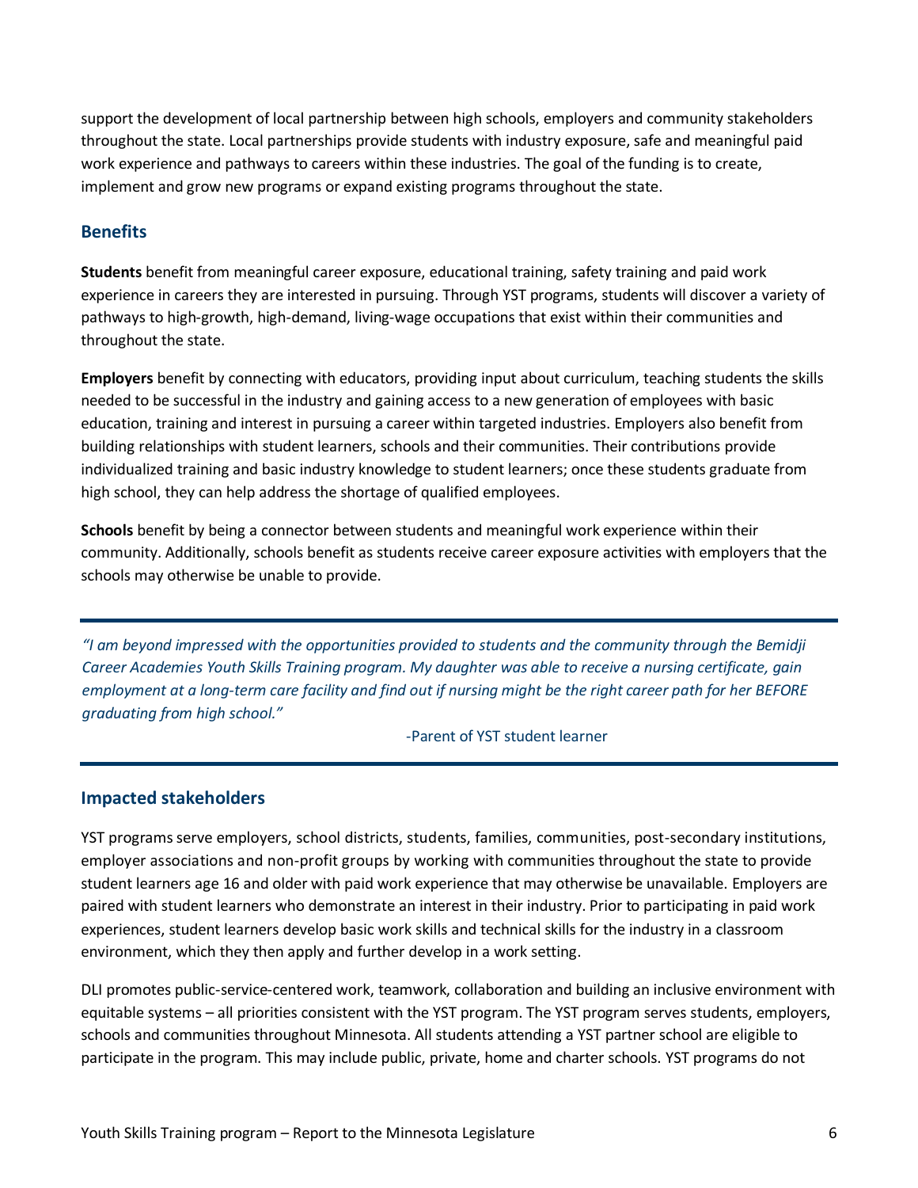support the development of local partnership between high schools, employers and community stakeholders throughout the state. Local partnerships provide students with industry exposure, safe and meaningful paid work experience and pathways to careers within these industries. The goal of the funding is to create, implement and grow new programs or expand existing programs throughout the state.

## Benefits

**Students** benefit from meaningful career exposure, educational training, safety training and paid work experience in careers they are interested in pursuing. Through YST programs, students will discover a variety of pathways to high-growth, high-demand, living-wage occupations that exist within their communities and throughout the state.

**Employers** benefit by connecting with educators, providing input about curriculum, teaching students the skills needed to be successful in the industry and gaining access to a new generation of employees with basic education, training and interest in pursuing a career within targeted industries. Employers also benefit from building relationships with student learners, schools and their communities. Their contributions provide individualized training and basic industry knowledge to student learners; once these students graduate from high school, they can help address the shortage of qualified employees.

**Schools** benefit by being a connector between students and meaningful work experience within their community. Additionally, schools benefit as students receive career exposure activities with employers that the schools may otherwise be unable to provide.

---

*"I am beyond impressed with the opportunities provided to students and the community through the Bemidji Career Academies Youth Skills Training program. My daughter was able to receive a nursing certificate, gain employment at a long-term care facility and find out if nursing might be the right career path for her BEFORE graduating from high school."*

-Parent of YST student learner

---

## Impacted stakeholders

YST programs serve employers, school districts, students, families, communities, post-secondary institutions, employer associations and non-profit groups by working with communities throughout the state to provide student learners age 16 and older with paid work experience that may otherwise be unavailable. Employers are paired with student learners who demonstrate an interest in their industry. Prior to participating in paid work experiences, student learners develop basic work skills and technical skills for the industry in a classroom environment, which they then apply and further develop in a work setting.

DLI promotes public-service-centered work, teamwork, collaboration and building an inclusive environment with equitable systems – all priorities consistent with the YST program. The YST program serves students, employers, schools and communities throughout Minnesota. All students attending a YST partner school are eligible to participate in the program. This may include public, private, home and charter schools. YST programs do not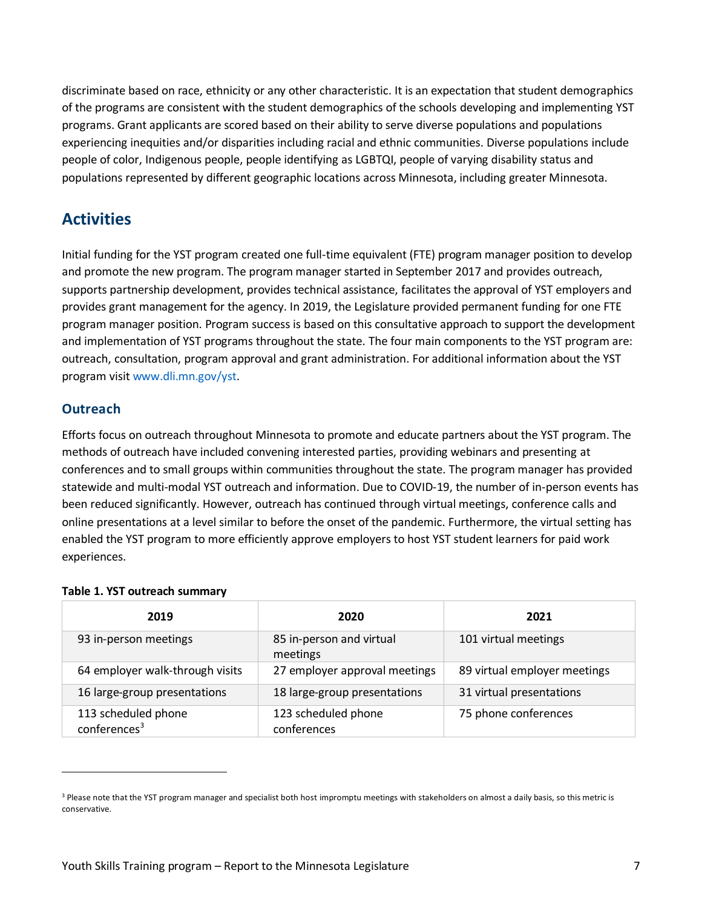discriminate based on race, ethnicity or any other characteristic. It is an expectation that student demographics of the programs are consistent with the student demographics of the schools developing and implementing YST programs. Grant applicants are scored based on their ability to serve diverse populations and populations experiencing inequities and/or disparities including racial and ethnic communities. Diverse populations include people of color, Indigenous people, people identifying as LGBTQI, people of varying disability status and populations represented by different geographic locations across Minnesota, including greater Minnesota.

## Activities

Initial funding for the YST program created one full-time equivalent (FTE) program manager position to develop and promote the new program. The program manager started in September 2017 and provides outreach, supports partnership development, provides technical assistance, facilitates the approval of YST employers and provides grant management for the agency. In 2019, the Legislature provided permanent funding for one FTE program manager position. Program success is based on this consultative approach to support the development and implementation of YST programs throughout the state. The four main components to the YST program are: outreach, consultation, program approval and grant administration. For additional information about the YST program visit www.dli.mn.gov/yst.

### Outreach

Efforts focus on outreach throughout Minnesota to promote and educate partners about the YST program. The methods of outreach have included convening interested parties, providing webinars and presenting at conferences and to small groups within communities throughout the state. The program manager has provided statewide and multi-modal YST outreach and information. Due to COVID-19, the number of in-person events has been reduced significantly. However, outreach has continued through virtual meetings, conference calls and online presentations at a level similar to before the onset of the pandemic. Furthermore, the virtual setting has enabled the YST program to more efficiently approve employers to host YST student learners for paid work experiences.

**Table 1. YST outreach summary**

| 2019 | 2020 | 2021 |
|---|---|---|
| 93 in-person meetings | 85 in-person and virtual meetings | 101 virtual meetings |
| 64 employer walk-through visits | 27 employer approval meetings | 89 virtual employer meetings |
| 16 large-group presentations | 18 large-group presentations | 31 virtual presentations |
| 113 scheduled phone conferences[3] | 123 scheduled phone conferences | 75 phone conferences |

[3] Please note that the YST program manager and specialist both host impromptu meetings with stakeholders on almost a daily basis, so this metric is conservative.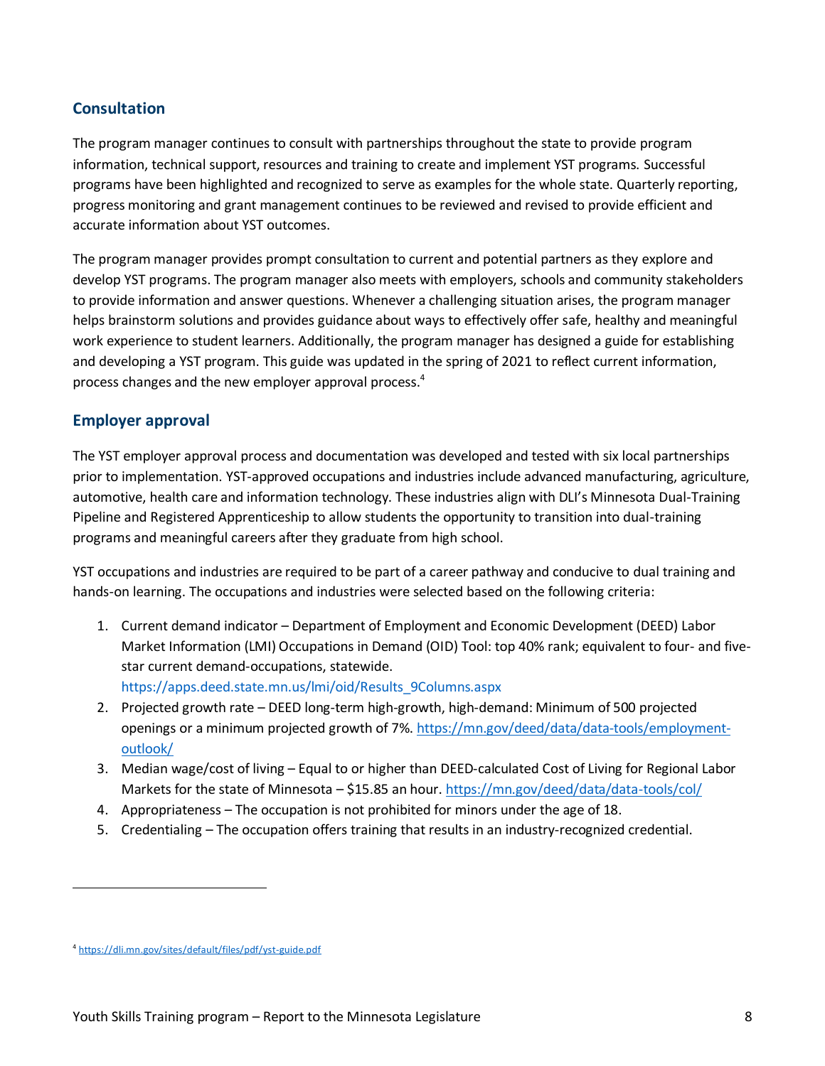## Consultation

The program manager continues to consult with partnerships throughout the state to provide program information, technical support, resources and training to create and implement YST programs. Successful programs have been highlighted and recognized to serve as examples for the whole state. Quarterly reporting, progress monitoring and grant management continues to be reviewed and revised to provide efficient and accurate information about YST outcomes.

The program manager provides prompt consultation to current and potential partners as they explore and develop YST programs. The program manager also meets with employers, schools and community stakeholders to provide information and answer questions. Whenever a challenging situation arises, the program manager helps brainstorm solutions and provides guidance about ways to effectively offer safe, healthy and meaningful work experience to student learners. Additionally, the program manager has designed a guide for establishing and developing a YST program. This guide was updated in the spring of 2021 to reflect current information, process changes and the new employer approval process.[4]

## Employer approval

The YST employer approval process and documentation was developed and tested with six local partnerships prior to implementation. YST-approved occupations and industries include advanced manufacturing, agriculture, automotive, health care and information technology. These industries align with DLI's Minnesota Dual-Training Pipeline and Registered Apprenticeship to allow students the opportunity to transition into dual-training programs and meaningful careers after they graduate from high school.

YST occupations and industries are required to be part of a career pathway and conducive to dual training and hands-on learning. The occupations and industries were selected based on the following criteria:

1. Current demand indicator – Department of Employment and Economic Development (DEED) Labor Market Information (LMI) Occupations in Demand (OID) Tool: top 40% rank; equivalent to four- and five-star current demand-occupations, statewide. https://apps.deed.state.mn.us/lmi/oid/Results_9Columns.aspx
2. Projected growth rate – DEED long-term high-growth, high-demand: Minimum of 500 projected openings or a minimum projected growth of 7%. https://mn.gov/deed/data/data-tools/employment-outlook/
3. Median wage/cost of living – Equal to or higher than DEED-calculated Cost of Living for Regional Labor Markets for the state of Minnesota – $15.85 an hour. https://mn.gov/deed/data/data-tools/col/
4. Appropriateness – The occupation is not prohibited for minors under the age of 18.
5. Credentialing – The occupation offers training that results in an industry-recognized credential.

---

[4] https://dli.mn.gov/sites/default/files/pdf/yst-guide.pdf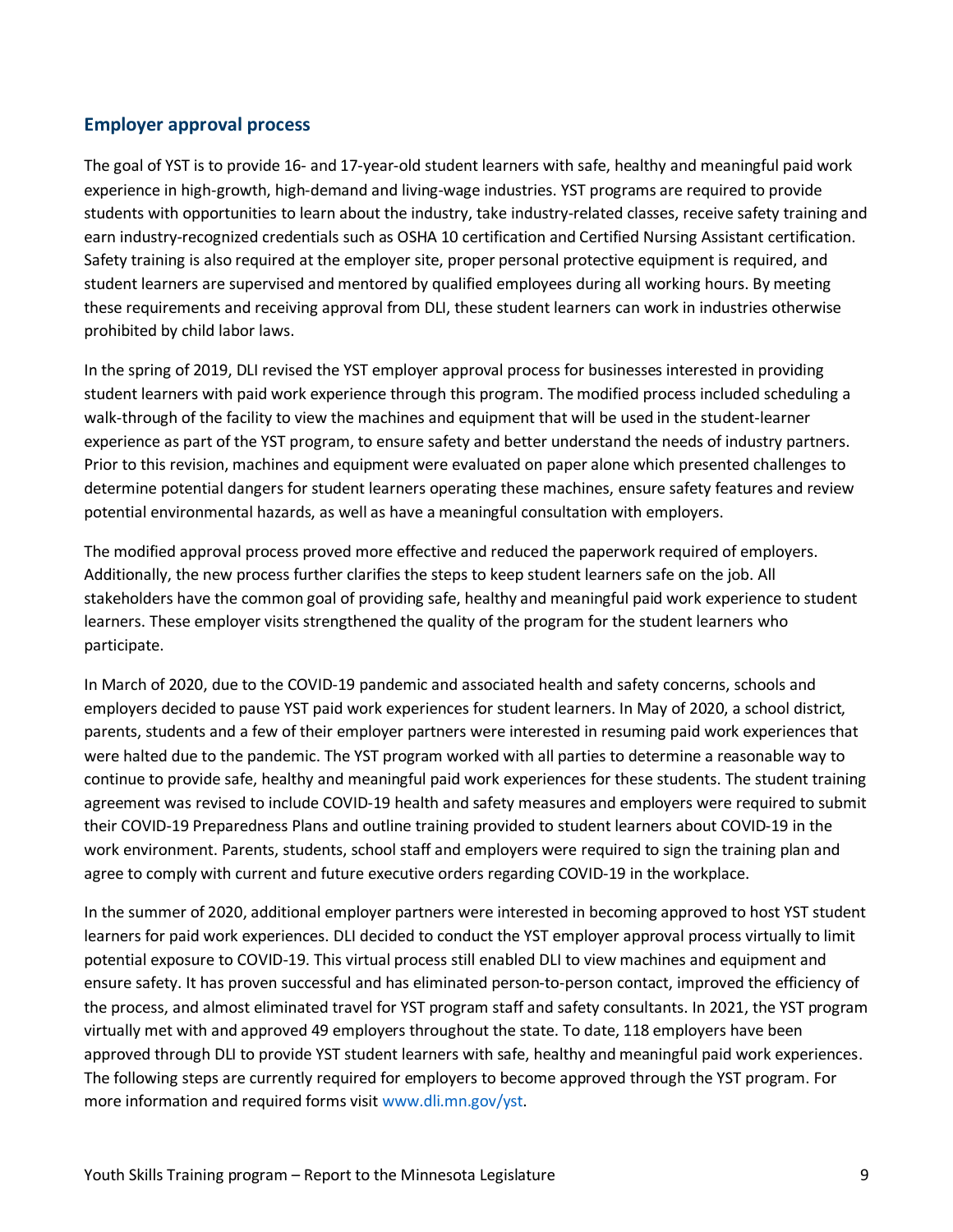## Employer approval process

The goal of YST is to provide 16- and 17-year-old student learners with safe, healthy and meaningful paid work experience in high-growth, high-demand and living-wage industries. YST programs are required to provide students with opportunities to learn about the industry, take industry-related classes, receive safety training and earn industry-recognized credentials such as OSHA 10 certification and Certified Nursing Assistant certification. Safety training is also required at the employer site, proper personal protective equipment is required, and student learners are supervised and mentored by qualified employees during all working hours. By meeting these requirements and receiving approval from DLI, these student learners can work in industries otherwise prohibited by child labor laws.

In the spring of 2019, DLI revised the YST employer approval process for businesses interested in providing student learners with paid work experience through this program. The modified process included scheduling a walk-through of the facility to view the machines and equipment that will be used in the student-learner experience as part of the YST program, to ensure safety and better understand the needs of industry partners. Prior to this revision, machines and equipment were evaluated on paper alone which presented challenges to determine potential dangers for student learners operating these machines, ensure safety features and review potential environmental hazards, as well as have a meaningful consultation with employers.

The modified approval process proved more effective and reduced the paperwork required of employers. Additionally, the new process further clarifies the steps to keep student learners safe on the job. All stakeholders have the common goal of providing safe, healthy and meaningful paid work experience to student learners. These employer visits strengthened the quality of the program for the student learners who participate.

In March of 2020, due to the COVID-19 pandemic and associated health and safety concerns, schools and employers decided to pause YST paid work experiences for student learners. In May of 2020, a school district, parents, students and a few of their employer partners were interested in resuming paid work experiences that were halted due to the pandemic. The YST program worked with all parties to determine a reasonable way to continue to provide safe, healthy and meaningful paid work experiences for these students. The student training agreement was revised to include COVID-19 health and safety measures and employers were required to submit their COVID-19 Preparedness Plans and outline training provided to student learners about COVID-19 in the work environment. Parents, students, school staff and employers were required to sign the training plan and agree to comply with current and future executive orders regarding COVID-19 in the workplace.

In the summer of 2020, additional employer partners were interested in becoming approved to host YST student learners for paid work experiences. DLI decided to conduct the YST employer approval process virtually to limit potential exposure to COVID-19. This virtual process still enabled DLI to view machines and equipment and ensure safety. It has proven successful and has eliminated person-to-person contact, improved the efficiency of the process, and almost eliminated travel for YST program staff and safety consultants. In 2021, the YST program virtually met with and approved 49 employers throughout the state. To date, 118 employers have been approved through DLI to provide YST student learners with safe, healthy and meaningful paid work experiences. The following steps are currently required for employers to become approved through the YST program. For more information and required forms visit www.dli.mn.gov/yst.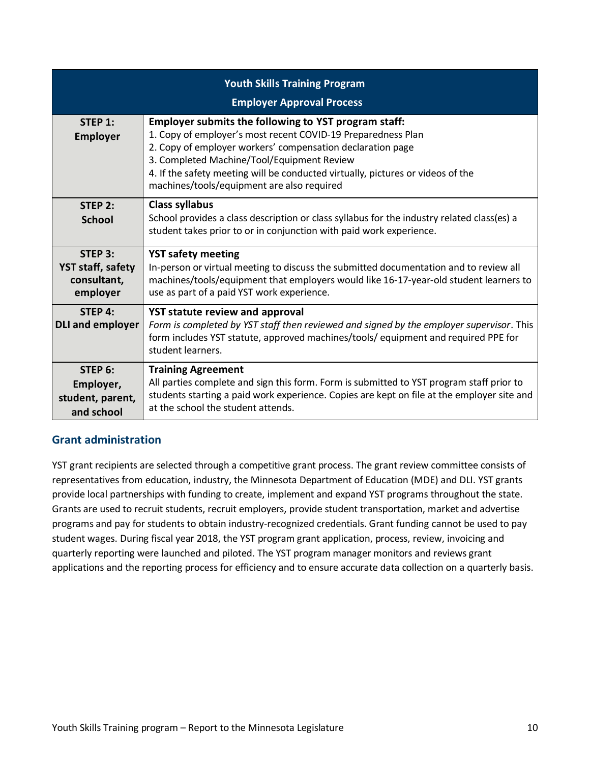| Youth Skills Training Program<br>Employer Approval Process | |
|---|---|
| **STEP 1:**<br>**Employer** | **Employer submits the following to YST program staff:**<br>1. Copy of employer's most recent COVID-19 Preparedness Plan<br>2. Copy of employer workers' compensation declaration page<br>3. Completed Machine/Tool/Equipment Review<br>4. If the safety meeting will be conducted virtually, pictures or videos of the machines/tools/equipment are also required |
| **STEP 2:**<br>**School** | **Class syllabus**<br>School provides a class description or class syllabus for the industry related class(es) a student takes prior to or in conjunction with paid work experience. |
| **STEP 3:**<br>**YST staff, safety consultant, employer** | **YST safety meeting**<br>In-person or virtual meeting to discuss the submitted documentation and to review all machines/tools/equipment that employers would like 16-17-year-old student learners to use as part of a paid YST work experience. |
| **STEP 4:**<br>**DLI and employer** | **YST statute review and approval**<br>*Form is completed by YST staff then reviewed and signed by the employer supervisor*. This form includes YST statute, approved machines/tools/ equipment and required PPE for student learners. |
| **STEP 6:**<br>**Employer, student, parent, and school** | **Training Agreement**<br>All parties complete and sign this form. Form is submitted to YST program staff prior to students starting a paid work experience. Copies are kept on file at the employer site and at the school the student attends. |

## Grant administration

YST grant recipients are selected through a competitive grant process. The grant review committee consists of representatives from education, industry, the Minnesota Department of Education (MDE) and DLI. YST grants provide local partnerships with funding to create, implement and expand YST programs throughout the state. Grants are used to recruit students, recruit employers, provide student transportation, market and advertise programs and pay for students to obtain industry-recognized credentials. Grant funding cannot be used to pay student wages. During fiscal year 2018, the YST program grant application, process, review, invoicing and quarterly reporting were launched and piloted. The YST program manager monitors and reviews grant applications and the reporting process for efficiency and to ensure accurate data collection on a quarterly basis.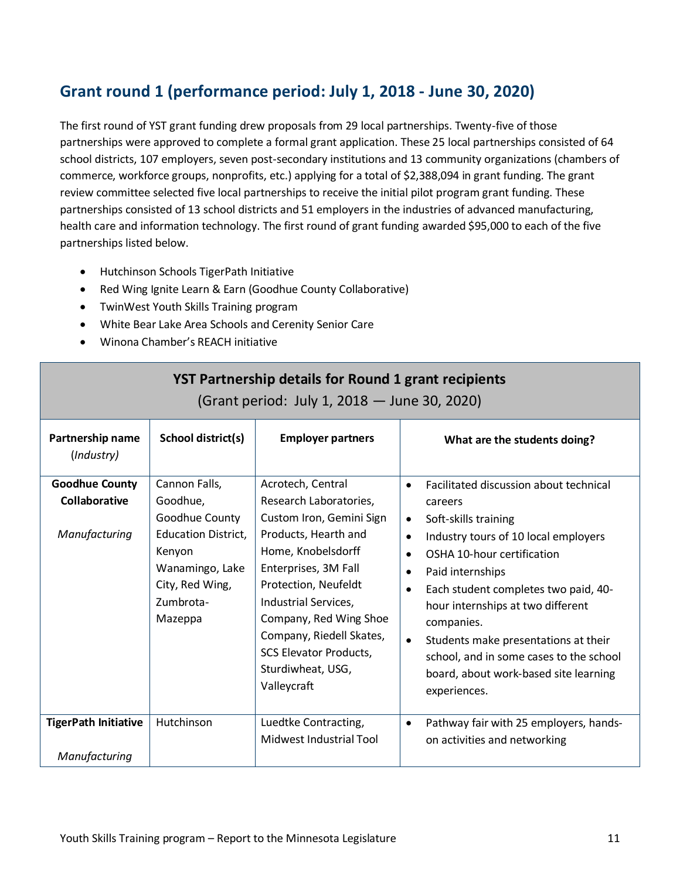## Grant round 1 (performance period: July 1, 2018 - June 30, 2020)

The first round of YST grant funding drew proposals from 29 local partnerships. Twenty-five of those partnerships were approved to complete a formal grant application. These 25 local partnerships consisted of 64 school districts, 107 employers, seven post-secondary institutions and 13 community organizations (chambers of commerce, workforce groups, nonprofits, etc.) applying for a total of $2,388,094 in grant funding. The grant review committee selected five local partnerships to receive the initial pilot program grant funding. These partnerships consisted of 13 school districts and 51 employers in the industries of advanced manufacturing, health care and information technology. The first round of grant funding awarded $95,000 to each of the five partnerships listed below.

- Hutchinson Schools TigerPath Initiative
- Red Wing Ignite Learn & Earn (Goodhue County Collaborative)
- TwinWest Youth Skills Training program
- White Bear Lake Area Schools and Cerenity Senior Care
- Winona Chamber's REACH initiative

**YST Partnership details for Round 1 grant recipients**
(Grant period: July 1, 2018 — June 30, 2020)

| Partnership name (*Industry*) | School district(s) | Employer partners | What are the students doing? |
|---|---|---|---|
| **Goodhue County Collaborative** <br> *Manufacturing* | Cannon Falls, Goodhue, Goodhue County Education District, Kenyon Wanamingo, Lake City, Red Wing, Zumbrota-Mazeppa | Acrotech, Central Research Laboratories, Custom Iron, Gemini Sign Products, Hearth and Home, Knobelsdorff Enterprises, 3M Fall Protection, Neufeldt Industrial Services, Company, Red Wing Shoe Company, Riedell Skates, SCS Elevator Products, Sturdiwheat, USG, Valleycraft | • Facilitated discussion about technical careers <br> • Soft-skills training <br> • Industry tours of 10 local employers <br> • OSHA 10-hour certification <br> • Paid internships <br> • Each student completes two paid, 40-hour internships at two different companies. <br> • Students make presentations at their school, and in some cases to the school board, about work-based site learning experiences. |
| **TigerPath Initiative** <br> *Manufacturing* | Hutchinson | Luedtke Contracting, Midwest Industrial Tool | • Pathway fair with 25 employers, hands-on activities and networking |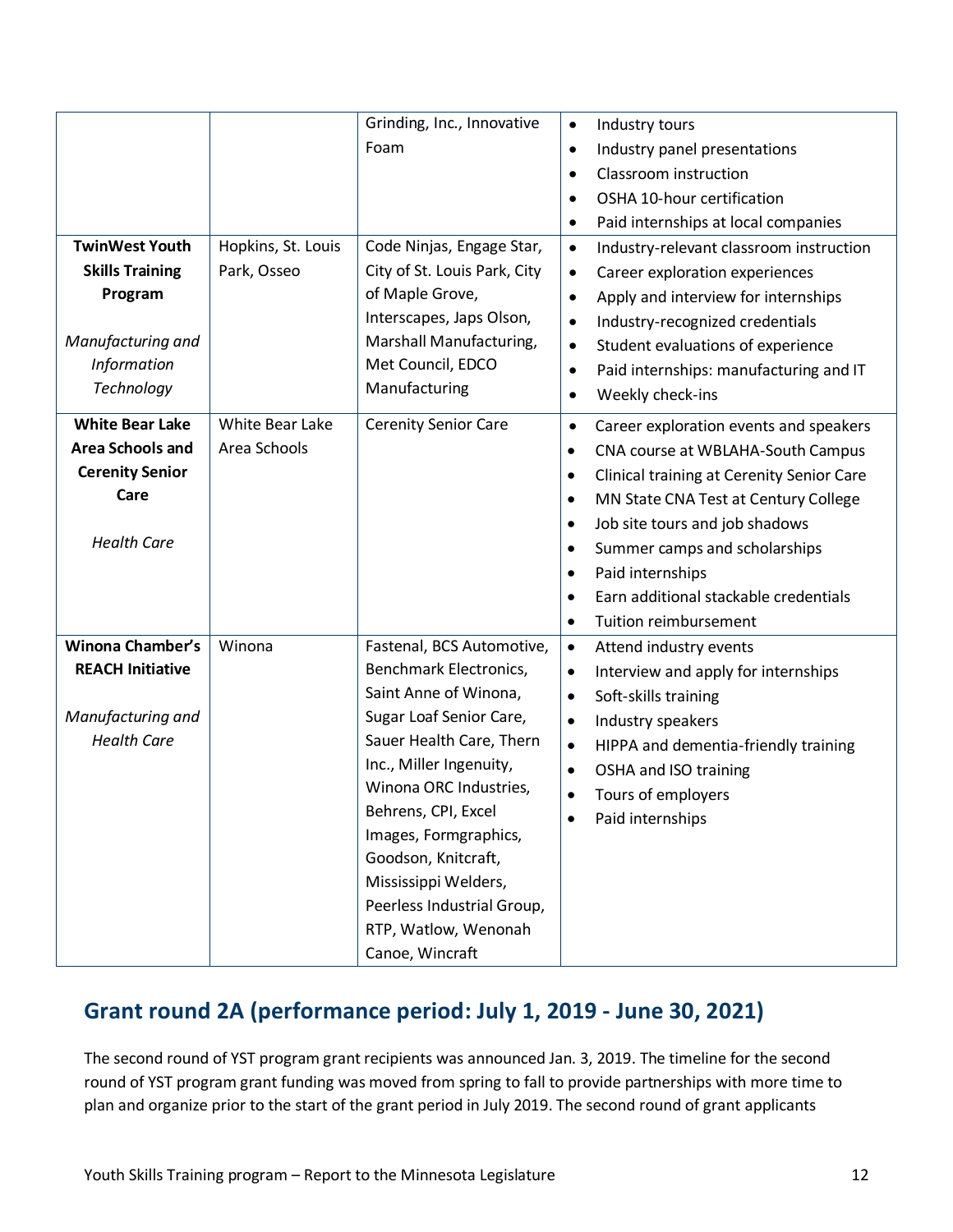| | | | |
|---|---|---|---|
| | | Grinding, Inc., Innovative Foam | • Industry tours<br>• Industry panel presentations<br>• Classroom instruction<br>• OSHA 10-hour certification<br>• Paid internships at local companies |
| **TwinWest Youth Skills Training Program**<br><br>*Manufacturing and Information Technology* | Hopkins, St. Louis Park, Osseo | Code Ninjas, Engage Star, City of St. Louis Park, City of Maple Grove, Interscapes, Japs Olson, Marshall Manufacturing, Met Council, EDCO Manufacturing | • Industry-relevant classroom instruction<br>• Career exploration experiences<br>• Apply and interview for internships<br>• Industry-recognized credentials<br>• Student evaluations of experience<br>• Paid internships: manufacturing and IT<br>• Weekly check-ins |
| **White Bear Lake Area Schools and Cerenity Senior Care**<br><br>*Health Care* | White Bear Lake Area Schools | Cerenity Senior Care | • Career exploration events and speakers<br>• CNA course at WBLAHA-South Campus<br>• Clinical training at Cerenity Senior Care<br>• MN State CNA Test at Century College<br>• Job site tours and job shadows<br>• Summer camps and scholarships<br>• Paid internships<br>• Earn additional stackable credentials<br>• Tuition reimbursement |
| **Winona Chamber's REACH Initiative**<br><br>*Manufacturing and Health Care* | Winona | Fastenal, BCS Automotive, Benchmark Electronics, Saint Anne of Winona, Sugar Loaf Senior Care, Sauer Health Care, Thern Inc., Miller Ingenuity, Winona ORC Industries, Behrens, CPI, Excel Images, Formgraphics, Goodson, Knitcraft, Mississippi Welders, Peerless Industrial Group, RTP, Watlow, Wenonah Canoe, Wincraft | • Attend industry events<br>• Interview and apply for internships<br>• Soft-skills training<br>• Industry speakers<br>• HIPPA and dementia-friendly training<br>• OSHA and ISO training<br>• Tours of employers<br>• Paid internships |

## Grant round 2A (performance period: July 1, 2019 - June 30, 2021)

The second round of YST program grant recipients was announced Jan. 3, 2019. The timeline for the second round of YST program grant funding was moved from spring to fall to provide partnerships with more time to plan and organize prior to the start of the grant period in July 2019. The second round of grant applicants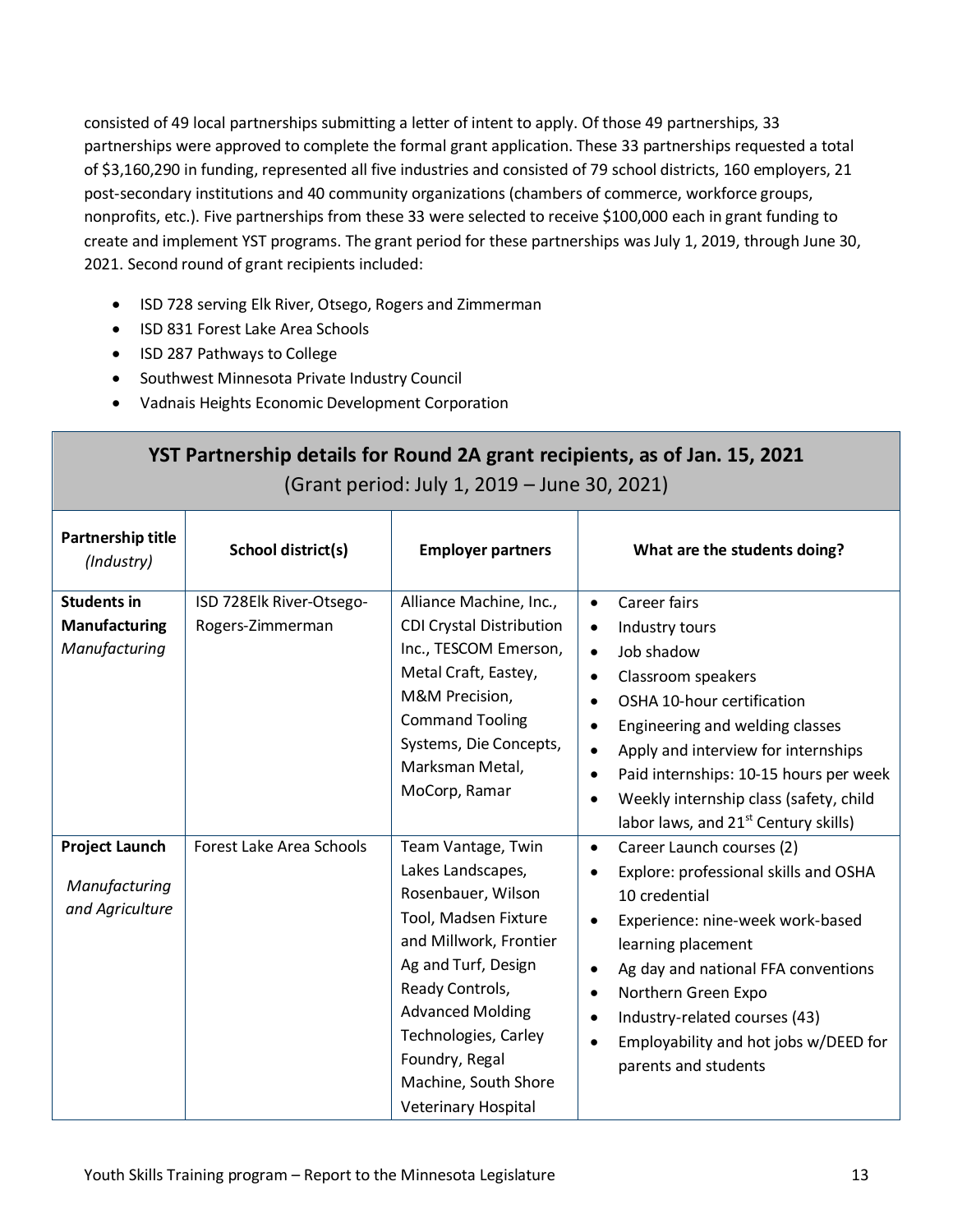consisted of 49 local partnerships submitting a letter of intent to apply. Of those 49 partnerships, 33 partnerships were approved to complete the formal grant application. These 33 partnerships requested a total of $3,160,290 in funding, represented all five industries and consisted of 79 school districts, 160 employers, 21 post-secondary institutions and 40 community organizations (chambers of commerce, workforce groups, nonprofits, etc.). Five partnerships from these 33 were selected to receive $100,000 each in grant funding to create and implement YST programs. The grant period for these partnerships was July 1, 2019, through June 30, 2021. Second round of grant recipients included:

- ISD 728 serving Elk River, Otsego, Rogers and Zimmerman
- ISD 831 Forest Lake Area Schools
- ISD 287 Pathways to College
- Southwest Minnesota Private Industry Council
- Vadnais Heights Economic Development Corporation

**YST Partnership details for Round 2A grant recipients, as of Jan. 15, 2021**
(Grant period: July 1, 2019 – June 30, 2021)

| Partnership title *(Industry)* | School district(s) | Employer partners | What are the students doing? |
|---|---|---|---|
| **Students in Manufacturing** *Manufacturing* | ISD 728Elk River-Otsego-Rogers-Zimmerman | Alliance Machine, Inc., CDI Crystal Distribution Inc., TESCOM Emerson, Metal Craft, Eastey, M&M Precision, Command Tooling Systems, Die Concepts, Marksman Metal, MoCorp, Ramar | • Career fairs<br>• Industry tours<br>• Job shadow<br>• Classroom speakers<br>• OSHA 10-hour certification<br>• Engineering and welding classes<br>• Apply and interview for internships<br>• Paid internships: 10-15 hours per week<br>• Weekly internship class (safety, child labor laws, and 21st Century skills) |
| **Project Launch** *Manufacturing and Agriculture* | Forest Lake Area Schools | Team Vantage, Twin Lakes Landscapes, Rosenbauer, Wilson Tool, Madsen Fixture and Millwork, Frontier Ag and Turf, Design Ready Controls, Advanced Molding Technologies, Carley Foundry, Regal Machine, South Shore Veterinary Hospital | • Career Launch courses (2)<br>• Explore: professional skills and OSHA 10 credential<br>• Experience: nine-week work-based learning placement<br>• Ag day and national FFA conventions<br>• Northern Green Expo<br>• Industry-related courses (43)<br>• Employability and hot jobs w/DEED for parents and students |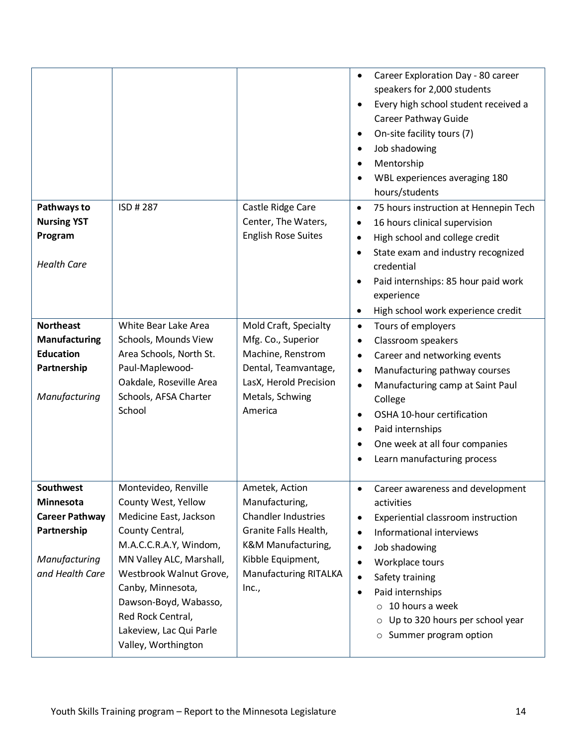| | | | |
|---|---|---|---|
| | | | • Career Exploration Day - 80 career speakers for 2,000 students<br>• Every high school student received a Career Pathway Guide<br>• On-site facility tours (7)<br>• Job shadowing<br>• Mentorship<br>• WBL experiences averaging 180 hours/students |
| **Pathways to Nursing YST Program**<br><br>*Health Care* | ISD # 287 | Castle Ridge Care Center, The Waters, English Rose Suites | • 75 hours instruction at Hennepin Tech<br>• 16 hours clinical supervision<br>• High school and college credit<br>• State exam and industry recognized credential<br>• Paid internships: 85 hour paid work experience<br>• High school work experience credit |
| **Northeast Manufacturing Education Partnership**<br><br>*Manufacturing* | White Bear Lake Area Schools, Mounds View Area Schools, North St. Paul-Maplewood-Oakdale, Roseville Area Schools, AFSA Charter School | Mold Craft, Specialty Mfg. Co., Superior Machine, Renstrom Dental, Teamvantage, LasX, Herold Precision Metals, Schwing America | • Tours of employers<br>• Classroom speakers<br>• Career and networking events<br>• Manufacturing pathway courses<br>• Manufacturing camp at Saint Paul College<br>• OSHA 10-hour certification<br>• Paid internships<br>• One week at all four companies<br>• Learn manufacturing process |
| **Southwest Minnesota Career Pathway Partnership**<br><br>*Manufacturing and Health Care* | Montevideo, Renville County West, Yellow Medicine East, Jackson County Central, M.A.C.C.R.A.Y, Windom, MN Valley ALC, Marshall, Westbrook Walnut Grove, Canby, Minnesota, Dawson-Boyd, Wabasso, Red Rock Central, Lakeview, Lac Qui Parle Valley, Worthington | Ametek, Action Manufacturing, Chandler Industries Granite Falls Health, K&M Manufacturing, Kibble Equipment, Manufacturing RITALKA Inc., | • Career awareness and development activities<br>• Experiential classroom instruction<br>• Informational interviews<br>• Job shadowing<br>• Workplace tours<br>• Safety training<br>• Paid internships<br>&nbsp;&nbsp;○ 10 hours a week<br>&nbsp;&nbsp;○ Up to 320 hours per school year<br>&nbsp;&nbsp;○ Summer program option |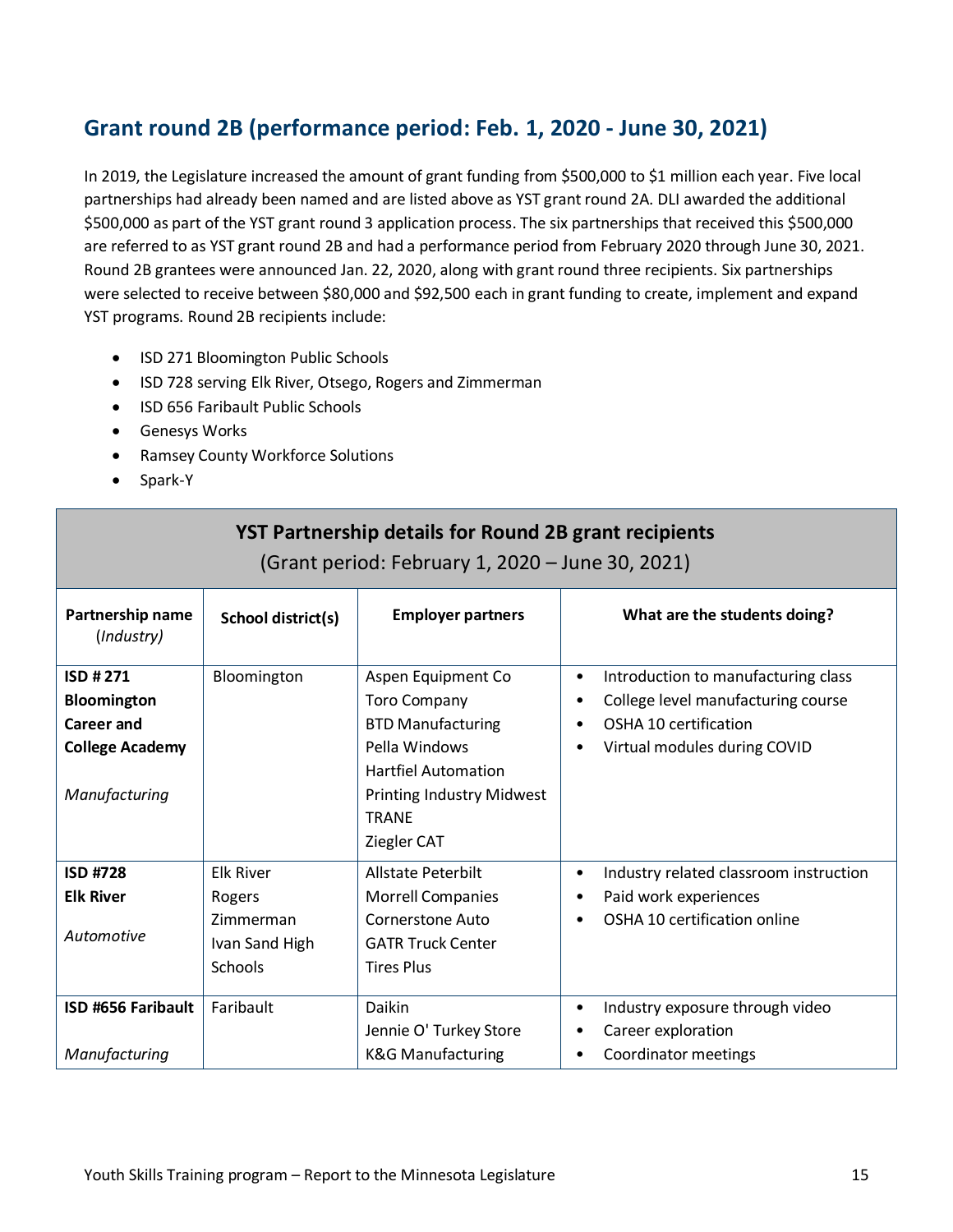## Grant round 2B (performance period: Feb. 1, 2020 - June 30, 2021)

In 2019, the Legislature increased the amount of grant funding from $500,000 to $1 million each year. Five local partnerships had already been named and are listed above as YST grant round 2A. DLI awarded the additional $500,000 as part of the YST grant round 3 application process. The six partnerships that received this $500,000 are referred to as YST grant round 2B and had a performance period from February 2020 through June 30, 2021. Round 2B grantees were announced Jan. 22, 2020, along with grant round three recipients. Six partnerships were selected to receive between $80,000 and $92,500 each in grant funding to create, implement and expand YST programs. Round 2B recipients include:

- ISD 271 Bloomington Public Schools
- ISD 728 serving Elk River, Otsego, Rogers and Zimmerman
- ISD 656 Faribault Public Schools
- Genesys Works
- Ramsey County Workforce Solutions
- Spark-Y

**YST Partnership details for Round 2B grant recipients**
(Grant period: February 1, 2020 – June 30, 2021)

| Partnership name (*Industry*) | School district(s) | Employer partners | What are the students doing? |
|---|---|---|---|
| **ISD # 271 Bloomington Career and College Academy**<br>*Manufacturing* | Bloomington | Aspen Equipment Co<br>Toro Company<br>BTD Manufacturing<br>Pella Windows<br>Hartfiel Automation<br>Printing Industry Midwest<br>TRANE<br>Ziegler CAT | • Introduction to manufacturing class<br>• College level manufacturing course<br>• OSHA 10 certification<br>• Virtual modules during COVID |
| **ISD #728 Elk River**<br>*Automotive* | Elk River<br>Rogers<br>Zimmerman<br>Ivan Sand High Schools | Allstate Peterbilt<br>Morrell Companies<br>Cornerstone Auto<br>GATR Truck Center<br>Tires Plus | • Industry related classroom instruction<br>• Paid work experiences<br>• OSHA 10 certification online |
| **ISD #656 Faribault**<br>*Manufacturing* | Faribault | Daikin<br>Jennie O' Turkey Store<br>K&G Manufacturing | • Industry exposure through video<br>• Career exploration<br>• Coordinator meetings |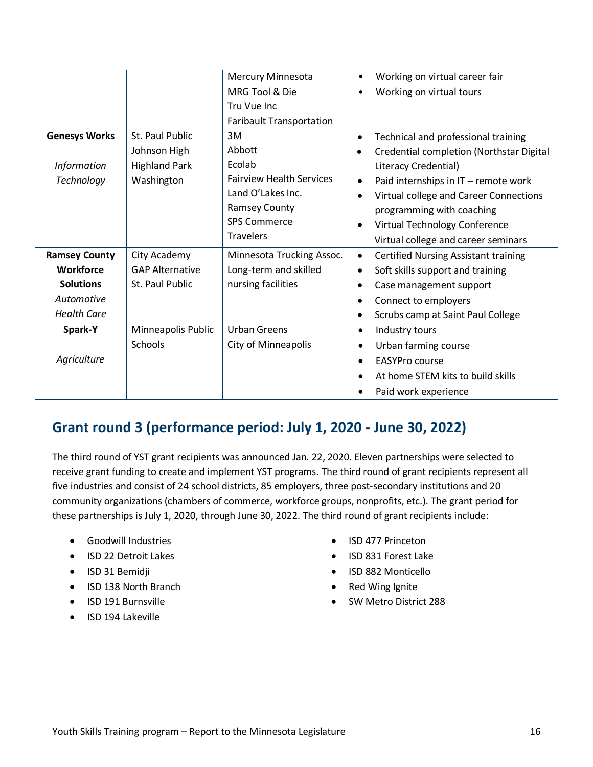| | | | |
|---|---|---|---|
| | | Mercury Minnesota<br>MRG Tool & Die<br>Tru Vue Inc<br>Faribault Transportation | • Working on virtual career fair<br>• Working on virtual tours |
| **Genesys Works**<br><br>*Information Technology* | St. Paul Public<br>Johnson High<br>Highland Park<br>Washington | 3M<br>Abbott<br>Ecolab<br>Fairview Health Services<br>Land O'Lakes Inc.<br>Ramsey County<br>SPS Commerce<br>Travelers | • Technical and professional training<br>• Credential completion (Northstar Digital Literacy Credential)<br>• Paid internships in IT – remote work<br>• Virtual college and Career Connections programming with coaching<br>• Virtual Technology Conference<br>Virtual college and career seminars |
| **Ramsey County Workforce Solutions**<br>*Automotive*<br>*Health Care* | City Academy<br>GAP Alternative<br>St. Paul Public | Minnesota Trucking Assoc.<br>Long-term and skilled nursing facilities | • Certified Nursing Assistant training<br>• Soft skills support and training<br>• Case management support<br>• Connect to employers<br>• Scrubs camp at Saint Paul College |
| **Spark-Y**<br><br>*Agriculture* | Minneapolis Public Schools | Urban Greens<br>City of Minneapolis | • Industry tours<br>• Urban farming course<br>• EASYPro course<br>• At home STEM kits to build skills<br>• Paid work experience |

## Grant round 3 (performance period: July 1, 2020 - June 30, 2022)

The third round of YST grant recipients was announced Jan. 22, 2020. Eleven partnerships were selected to receive grant funding to create and implement YST programs. The third round of grant recipients represent all five industries and consist of 24 school districts, 85 employers, three post-secondary institutions and 20 community organizations (chambers of commerce, workforce groups, nonprofits, etc.). The grant period for these partnerships is July 1, 2020, through June 30, 2022. The third round of grant recipients include:

- Goodwill Industries
- ISD 22 Detroit Lakes
- ISD 31 Bemidji
- ISD 138 North Branch
- ISD 191 Burnsville
- ISD 194 Lakeville
- ISD 477 Princeton
- ISD 831 Forest Lake
- ISD 882 Monticello
- Red Wing Ignite
- SW Metro District 288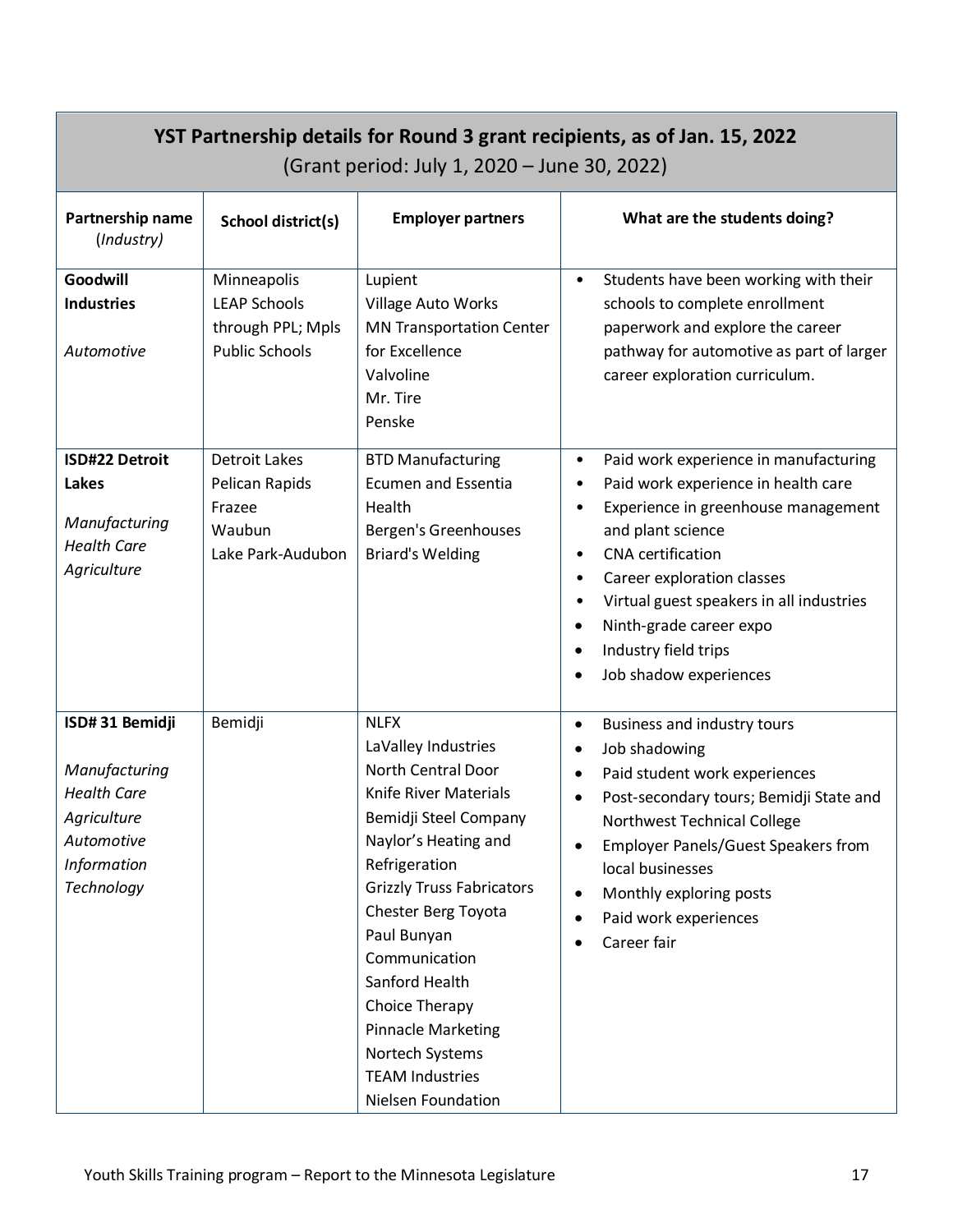| **YST Partnership details for Round 3 grant recipients, as of Jan. 15, 2022** (Grant period: July 1, 2020 – June 30, 2022) | | | |
|---|---|---|---|
| **Partnership name** (*Industry*) | **School district(s)** | **Employer partners** | **What are the students doing?** |
| **Goodwill Industries**<br><br>*Automotive* | Minneapolis LEAP Schools through PPL; Mpls Public Schools | Lupient<br>Village Auto Works<br>MN Transportation Center for Excellence<br>Valvoline<br>Mr. Tire<br>Penske | • Students have been working with their schools to complete enrollment paperwork and explore the career pathway for automotive as part of larger career exploration curriculum. |
| **ISD#22 Detroit Lakes**<br><br>*Manufacturing*<br>*Health Care*<br>*Agriculture* | Detroit Lakes<br>Pelican Rapids<br>Frazee<br>Waubun<br>Lake Park-Audubon | BTD Manufacturing<br>Ecumen and Essentia Health<br>Bergen's Greenhouses<br>Briard's Welding | • Paid work experience in manufacturing<br>• Paid work experience in health care<br>• Experience in greenhouse management and plant science<br>• CNA certification<br>• Career exploration classes<br>• Virtual guest speakers in all industries<br>• Ninth-grade career expo<br>• Industry field trips<br>• Job shadow experiences |
| **ISD# 31 Bemidji**<br><br>*Manufacturing*<br>*Health Care*<br>*Agriculture*<br>*Automotive*<br>*Information Technology* | Bemidji | NLFX<br>LaValley Industries<br>North Central Door<br>Knife River Materials<br>Bemidji Steel Company<br>Naylor's Heating and Refrigeration<br>Grizzly Truss Fabricators<br>Chester Berg Toyota<br>Paul Bunyan Communication<br>Sanford Health<br>Choice Therapy<br>Pinnacle Marketing<br>Nortech Systems<br>TEAM Industries<br>Nielsen Foundation | • Business and industry tours<br>• Job shadowing<br>• Paid student work experiences<br>• Post-secondary tours; Bemidji State and Northwest Technical College<br>• Employer Panels/Guest Speakers from local businesses<br>• Monthly exploring posts<br>• Paid work experiences<br>• Career fair |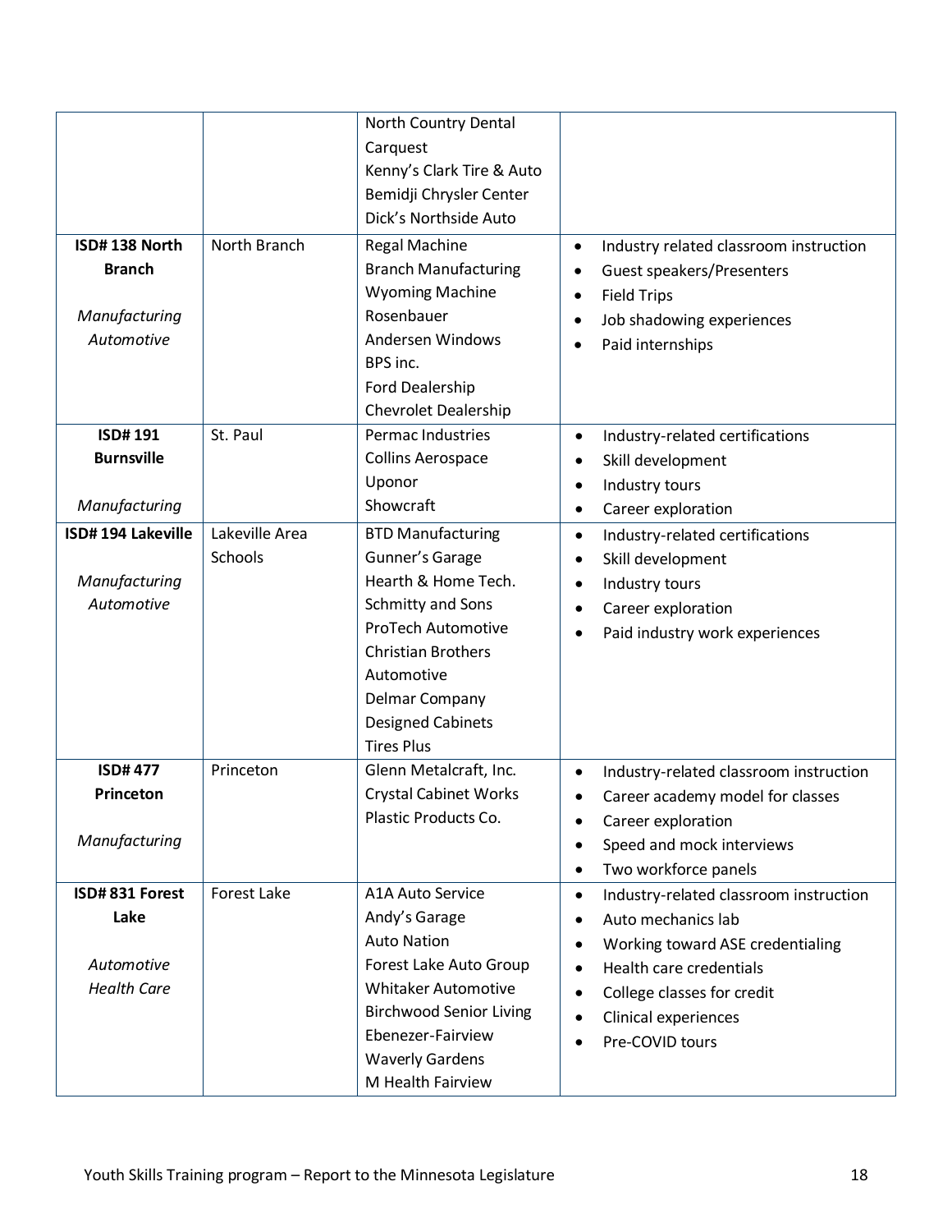| | | | |
|---|---|---|---|
| | | North Country Dental<br>Carquest<br>Kenny's Clark Tire & Auto<br>Bemidji Chrysler Center<br>Dick's Northside Auto | |
| **ISD# 138 North Branch**<br><br>*Manufacturing*<br>*Automotive* | North Branch | Regal Machine<br>Branch Manufacturing<br>Wyoming Machine<br>Rosenbauer<br>Andersen Windows<br>BPS inc.<br>Ford Dealership<br>Chevrolet Dealership | • Industry related classroom instruction<br>• Guest speakers/Presenters<br>• Field Trips<br>• Job shadowing experiences<br>• Paid internships |
| **ISD# 191 Burnsville**<br><br>*Manufacturing* | St. Paul | Permac Industries<br>Collins Aerospace<br>Uponor<br>Showcraft | • Industry-related certifications<br>• Skill development<br>• Industry tours<br>• Career exploration |
| **ISD# 194 Lakeville**<br><br>*Manufacturing*<br>*Automotive* | Lakeville Area Schools | BTD Manufacturing<br>Gunner's Garage<br>Hearth & Home Tech.<br>Schmitty and Sons<br>ProTech Automotive<br>Christian Brothers Automotive<br>Delmar Company<br>Designed Cabinets<br>Tires Plus | • Industry-related certifications<br>• Skill development<br>• Industry tours<br>• Career exploration<br>• Paid industry work experiences |
| **ISD# 477 Princeton**<br><br>*Manufacturing* | Princeton | Glenn Metalcraft, Inc.<br>Crystal Cabinet Works<br>Plastic Products Co. | • Industry-related classroom instruction<br>• Career academy model for classes<br>• Career exploration<br>• Speed and mock interviews<br>• Two workforce panels |
| **ISD# 831 Forest Lake**<br><br>*Automotive*<br>*Health Care* | Forest Lake | A1A Auto Service<br>Andy's Garage<br>Auto Nation<br>Forest Lake Auto Group<br>Whitaker Automotive<br>Birchwood Senior Living<br>Ebenezer-Fairview<br>Waverly Gardens<br>M Health Fairview | • Industry-related classroom instruction<br>• Auto mechanics lab<br>• Working toward ASE credentialing<br>• Health care credentials<br>• College classes for credit<br>• Clinical experiences<br>• Pre-COVID tours |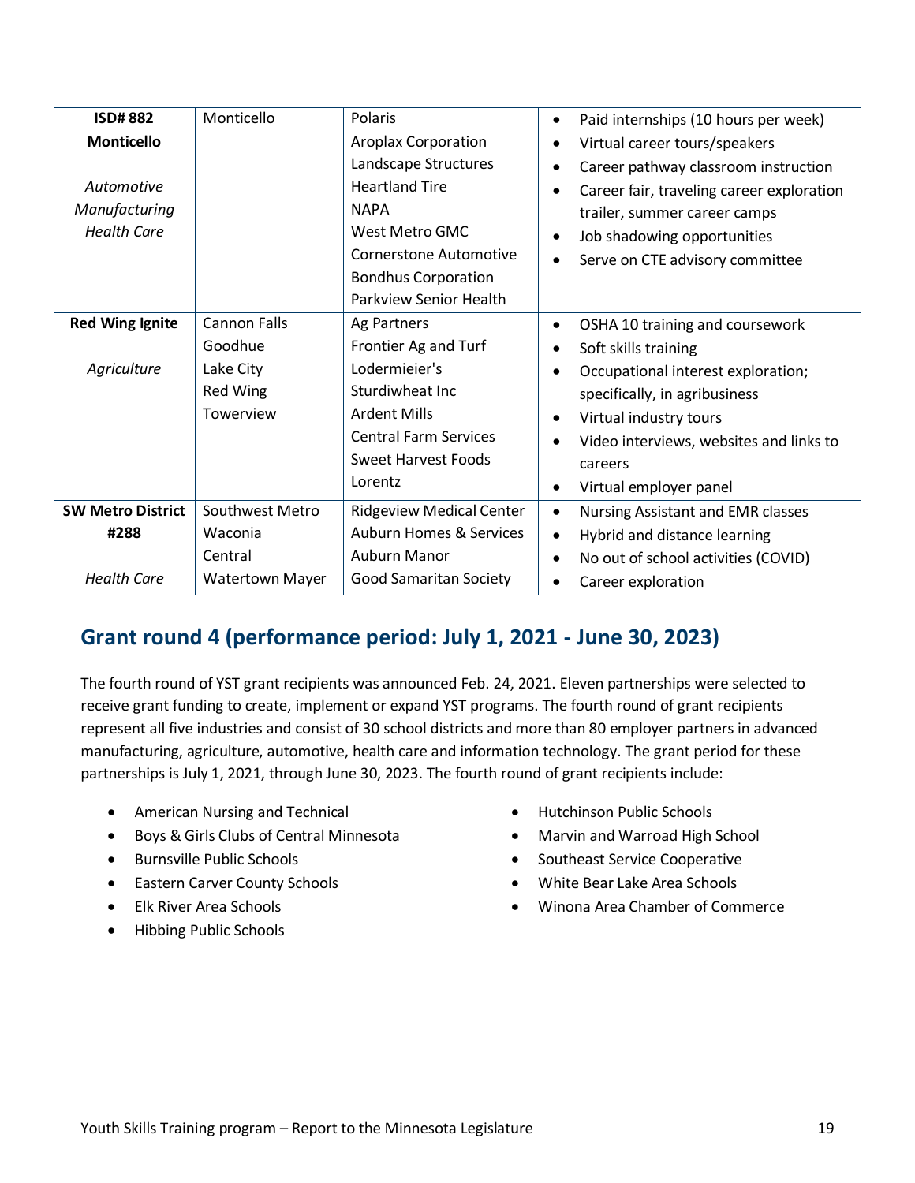| | | | |
|---|---|---|---|
| **ISD# 882 Monticello**<br><br>*Automotive Manufacturing Health Care* | Monticello | Polaris<br>Aroplax Corporation<br>Landscape Structures<br>Heartland Tire<br>NAPA<br>West Metro GMC<br>Cornerstone Automotive<br>Bondhus Corporation<br>Parkview Senior Health | • Paid internships (10 hours per week)<br>• Virtual career tours/speakers<br>• Career pathway classroom instruction<br>• Career fair, traveling career exploration trailer, summer career camps<br>• Job shadowing opportunities<br>• Serve on CTE advisory committee |
| **Red Wing Ignite**<br><br>*Agriculture* | Cannon Falls<br>Goodhue<br>Lake City<br>Red Wing<br>Towerview | Ag Partners<br>Frontier Ag and Turf<br>Lodermieier's<br>Sturdiwheat Inc<br>Ardent Mills<br>Central Farm Services<br>Sweet Harvest Foods<br>Lorentz | • OSHA 10 training and coursework<br>• Soft skills training<br>• Occupational interest exploration; specifically, in agribusiness<br>• Virtual industry tours<br>• Video interviews, websites and links to careers<br>• Virtual employer panel |
| **SW Metro District #288**<br><br>*Health Care* | Southwest Metro<br>Waconia<br>Central<br>Watertown Mayer | Ridgeview Medical Center<br>Auburn Homes & Services<br>Auburn Manor<br>Good Samaritan Society | • Nursing Assistant and EMR classes<br>• Hybrid and distance learning<br>• No out of school activities (COVID)<br>• Career exploration |

## Grant round 4 (performance period: July 1, 2021 - June 30, 2023)

The fourth round of YST grant recipients was announced Feb. 24, 2021. Eleven partnerships were selected to receive grant funding to create, implement or expand YST programs. The fourth round of grant recipients represent all five industries and consist of 30 school districts and more than 80 employer partners in advanced manufacturing, agriculture, automotive, health care and information technology. The grant period for these partnerships is July 1, 2021, through June 30, 2023. The fourth round of grant recipients include:

- American Nursing and Technical
- Boys & Girls Clubs of Central Minnesota
- Burnsville Public Schools
- Eastern Carver County Schools
- Elk River Area Schools
- Hibbing Public Schools
- Hutchinson Public Schools
- Marvin and Warroad High School
- Southeast Service Cooperative
- White Bear Lake Area Schools
- Winona Area Chamber of Commerce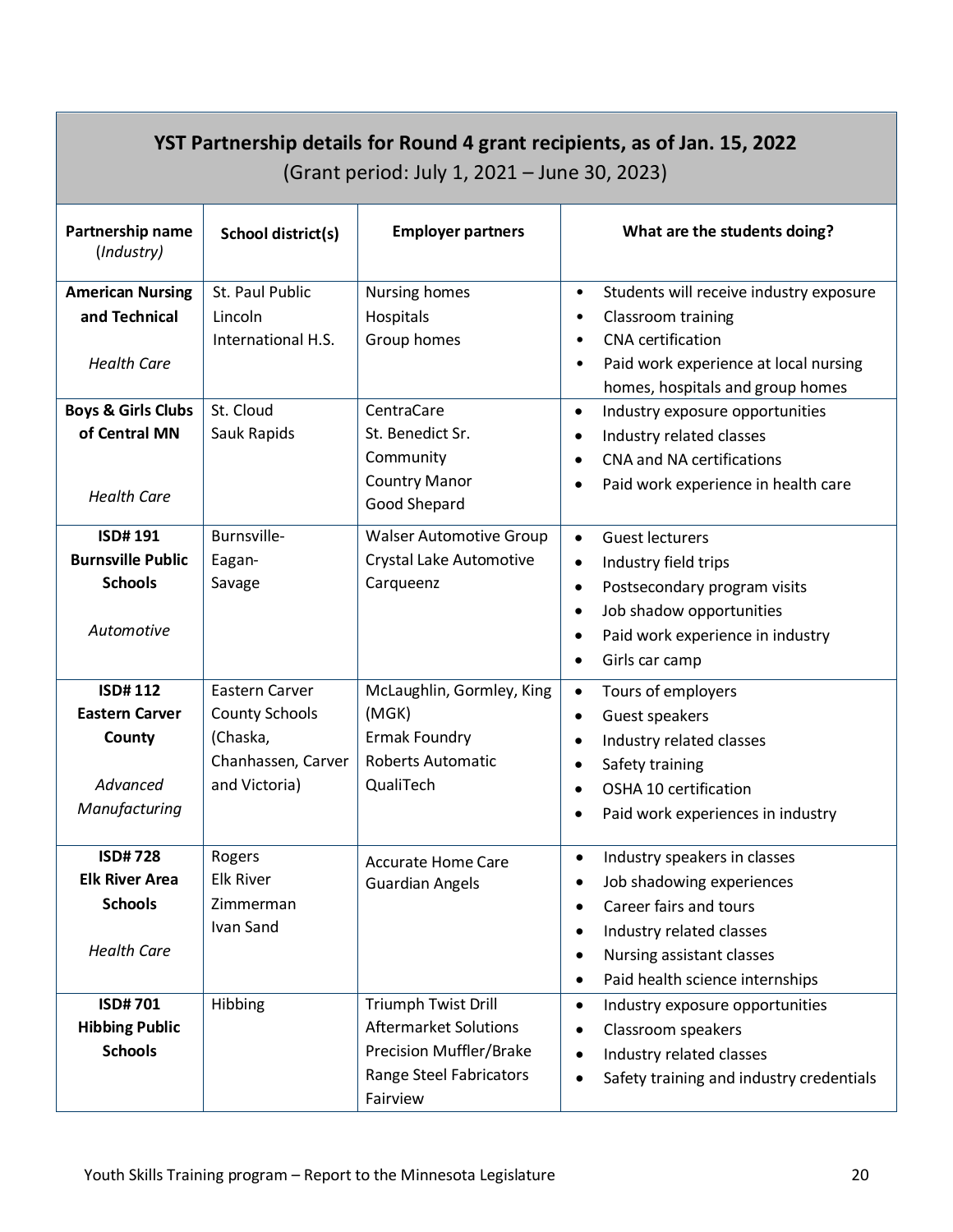| **YST Partnership details for Round 4 grant recipients, as of Jan. 15, 2022** (Grant period: July 1, 2021 – June 30, 2023) | | | |
|---|---|---|---|
| **Partnership name** (*Industry*) | **School district(s)** | **Employer partners** | **What are the students doing?** |
| **American Nursing and Technical** <br> *Health Care* | St. Paul Public Lincoln International H.S. | Nursing homes <br> Hospitals <br> Group homes | • Students will receive industry exposure <br> • Classroom training <br> • CNA certification <br> • Paid work experience at local nursing homes, hospitals and group homes |
| **Boys & Girls Clubs of Central MN** <br> *Health Care* | St. Cloud <br> Sauk Rapids | CentraCare <br> St. Benedict Sr. Community <br> Country Manor <br> Good Shepard | • Industry exposure opportunities <br> • Industry related classes <br> • CNA and NA certifications <br> • Paid work experience in health care |
| **ISD# 191 Burnsville Public Schools** <br> *Automotive* | Burnsville-Eagan-Savage | Walser Automotive Group <br> Crystal Lake Automotive <br> Carqueenz | • Guest lecturers <br> • Industry field trips <br> • Postsecondary program visits <br> • Job shadow opportunities <br> • Paid work experience in industry <br> • Girls car camp |
| **ISD# 112 Eastern Carver County** <br> *Advanced Manufacturing* | Eastern Carver County Schools (Chaska, Chanhassen, Carver and Victoria) | McLaughlin, Gormley, King (MGK) <br> Ermak Foundry <br> Roberts Automatic <br> QualiTech | • Tours of employers <br> • Guest speakers <br> • Industry related classes <br> • Safety training <br> • OSHA 10 certification <br> • Paid work experiences in industry |
| **ISD# 728 Elk River Area Schools** <br> *Health Care* | Rogers <br> Elk River <br> Zimmerman <br> Ivan Sand | Accurate Home Care <br> Guardian Angels | • Industry speakers in classes <br> • Job shadowing experiences <br> • Career fairs and tours <br> • Industry related classes <br> • Nursing assistant classes <br> • Paid health science internships |
| **ISD# 701 Hibbing Public Schools** | Hibbing | Triumph Twist Drill <br> Aftermarket Solutions <br> Precision Muffler/Brake <br> Range Steel Fabricators <br> Fairview | • Industry exposure opportunities <br> • Classroom speakers <br> • Industry related classes <br> • Safety training and industry credentials |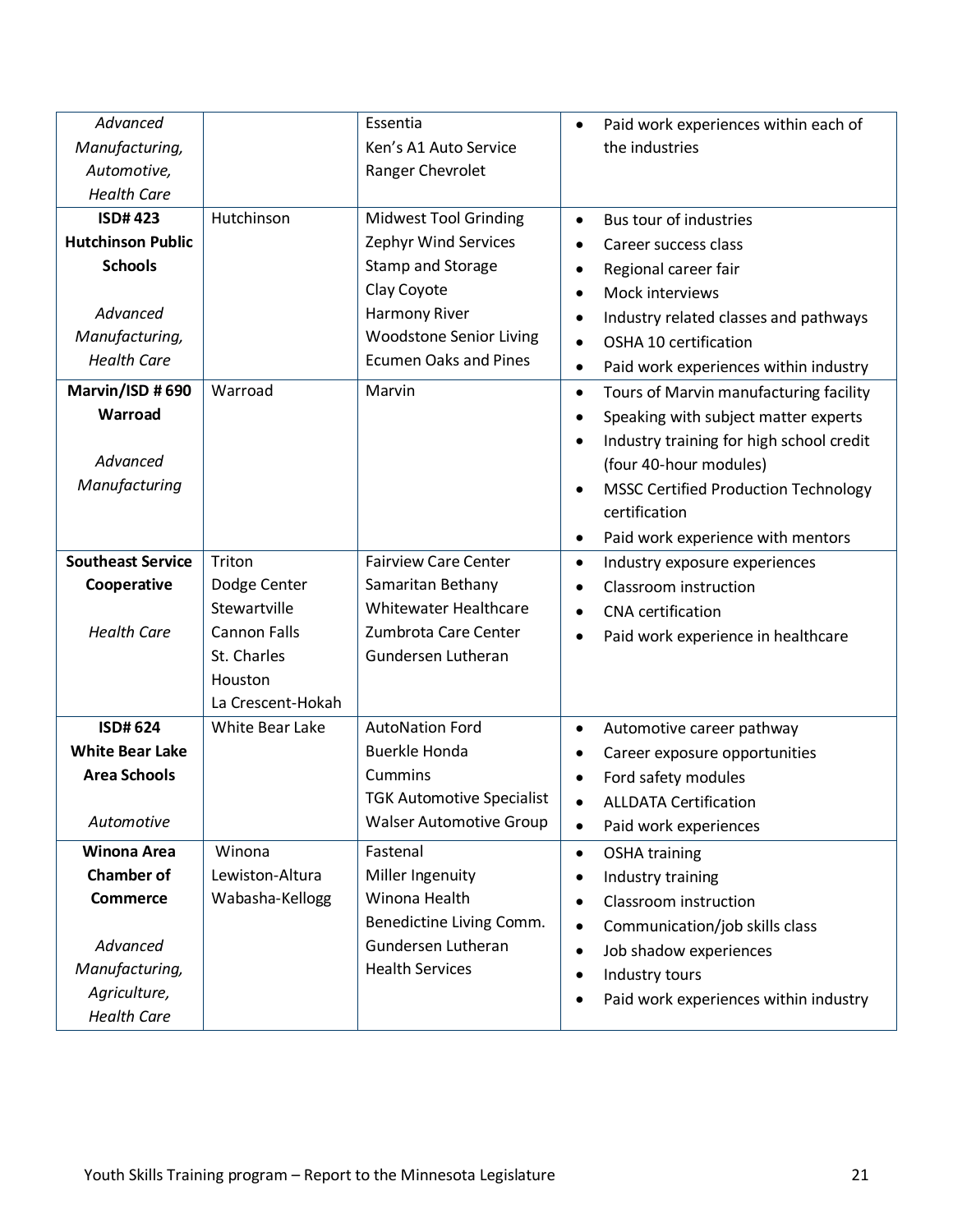| | | | |
|---|---|---|---|
| *Advanced Manufacturing, Automotive, Health Care* | | Essentia<br>Ken's A1 Auto Service<br>Ranger Chevrolet | • Paid work experiences within each of the industries |
| **ISD# 423 Hutchinson Public Schools**<br><br>*Advanced Manufacturing, Health Care* | Hutchinson | Midwest Tool Grinding<br>Zephyr Wind Services<br>Stamp and Storage<br>Clay Coyote<br>Harmony River<br>Woodstone Senior Living<br>Ecumen Oaks and Pines | • Bus tour of industries<br>• Career success class<br>• Regional career fair<br>• Mock interviews<br>• Industry related classes and pathways<br>• OSHA 10 certification<br>• Paid work experiences within industry |
| **Marvin/ISD # 690 Warroad**<br><br>*Advanced Manufacturing* | Warroad | Marvin | • Tours of Marvin manufacturing facility<br>• Speaking with subject matter experts<br>• Industry training for high school credit (four 40-hour modules)<br>• MSSC Certified Production Technology certification<br>• Paid work experience with mentors |
| **Southeast Service Cooperative**<br><br>*Health Care* | Triton<br>Dodge Center<br>Stewartville<br>Cannon Falls<br>St. Charles<br>Houston<br>La Crescent-Hokah | Fairview Care Center<br>Samaritan Bethany<br>Whitewater Healthcare<br>Zumbrota Care Center<br>Gundersen Lutheran | • Industry exposure experiences<br>• Classroom instruction<br>• CNA certification<br>• Paid work experience in healthcare |
| **ISD# 624 White Bear Lake Area Schools**<br><br>*Automotive* | White Bear Lake | AutoNation Ford<br>Buerkle Honda<br>Cummins<br>TGK Automotive Specialist<br>Walser Automotive Group | • Automotive career pathway<br>• Career exposure opportunities<br>• Ford safety modules<br>• ALLDATA Certification<br>• Paid work experiences |
| **Winona Area Chamber of Commerce**<br><br>*Advanced Manufacturing, Agriculture, Health Care* | Winona<br>Lewiston-Altura<br>Wabasha-Kellogg | Fastenal<br>Miller Ingenuity<br>Winona Health<br>Benedictine Living Comm.<br>Gundersen Lutheran Health Services | • OSHA training<br>• Industry training<br>• Classroom instruction<br>• Communication/job skills class<br>• Job shadow experiences<br>• Industry tours<br>• Paid work experiences within industry |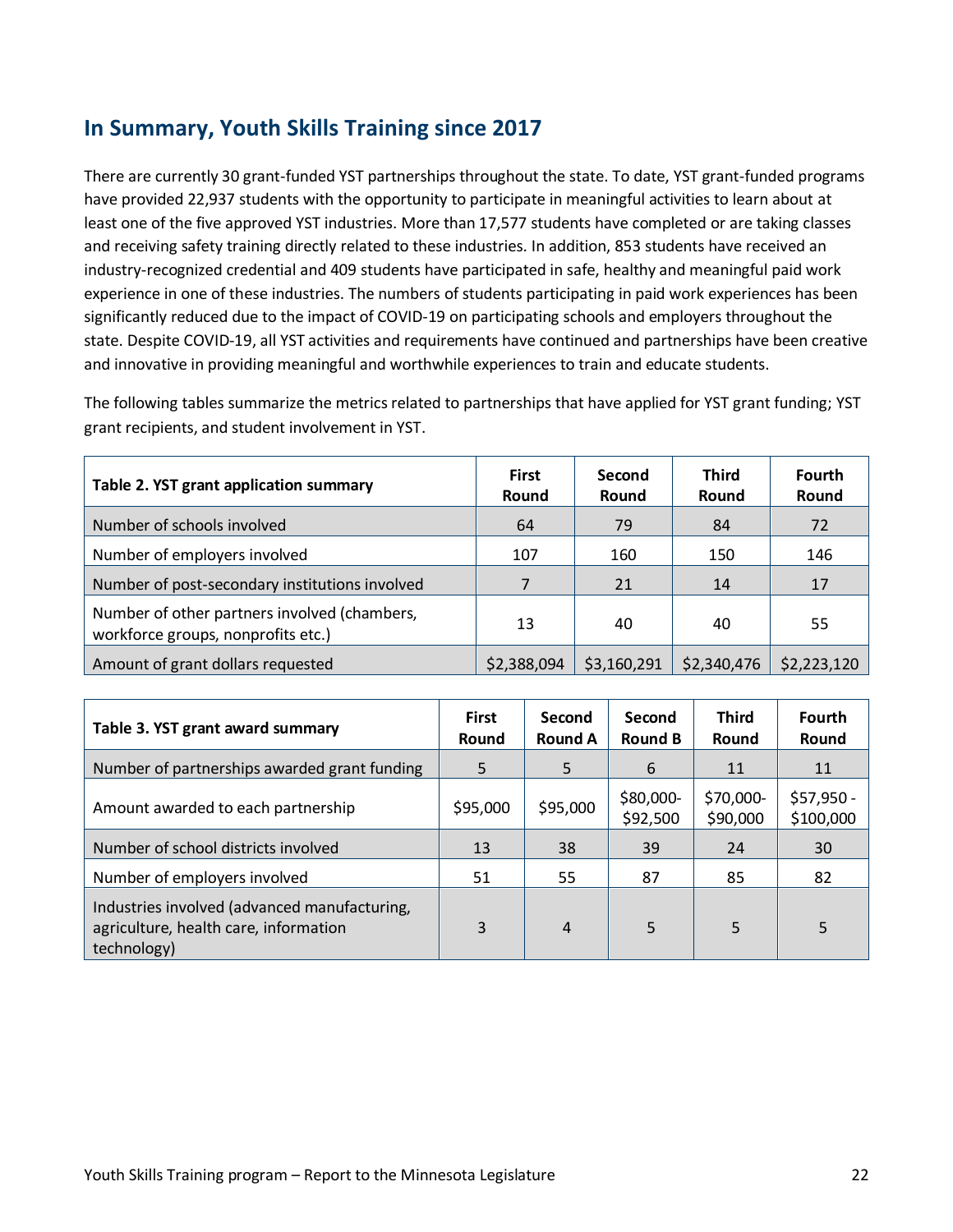## In Summary, Youth Skills Training since 2017

There are currently 30 grant-funded YST partnerships throughout the state. To date, YST grant-funded programs have provided 22,937 students with the opportunity to participate in meaningful activities to learn about at least one of the five approved YST industries. More than 17,577 students have completed or are taking classes and receiving safety training directly related to these industries. In addition, 853 students have received an industry-recognized credential and 409 students have participated in safe, healthy and meaningful paid work experience in one of these industries. The numbers of students participating in paid work experiences has been significantly reduced due to the impact of COVID-19 on participating schools and employers throughout the state. Despite COVID-19, all YST activities and requirements have continued and partnerships have been creative and innovative in providing meaningful and worthwhile experiences to train and educate students.

The following tables summarize the metrics related to partnerships that have applied for YST grant funding; YST grant recipients, and student involvement in YST.

| Table 2. YST grant application summary | First Round | Second Round | Third Round | Fourth Round |
|---|---|---|---|---|
| Number of schools involved | 64 | 79 | 84 | 72 |
| Number of employers involved | 107 | 160 | 150 | 146 |
| Number of post-secondary institutions involved | 7 | 21 | 14 | 17 |
| Number of other partners involved (chambers, workforce groups, nonprofits etc.) | 13 | 40 | 40 | 55 |
| Amount of grant dollars requested | $2,388,094 | $3,160,291 | $2,340,476 | $2,223,120 |

| Table 3. YST grant award summary | First Round | Second Round A | Second Round B | Third Round | Fourth Round |
|---|---|---|---|---|---|
| Number of partnerships awarded grant funding | 5 | 5 | 6 | 11 | 11 |
| Amount awarded to each partnership | $95,000 | $95,000 | $80,000-$92,500 | $70,000-$90,000 | $57,950 - $100,000 |
| Number of school districts involved | 13 | 38 | 39 | 24 | 30 |
| Number of employers involved | 51 | 55 | 87 | 85 | 82 |
| Industries involved (advanced manufacturing, agriculture, health care, information technology) | 3 | 4 | 5 | 5 | 5 |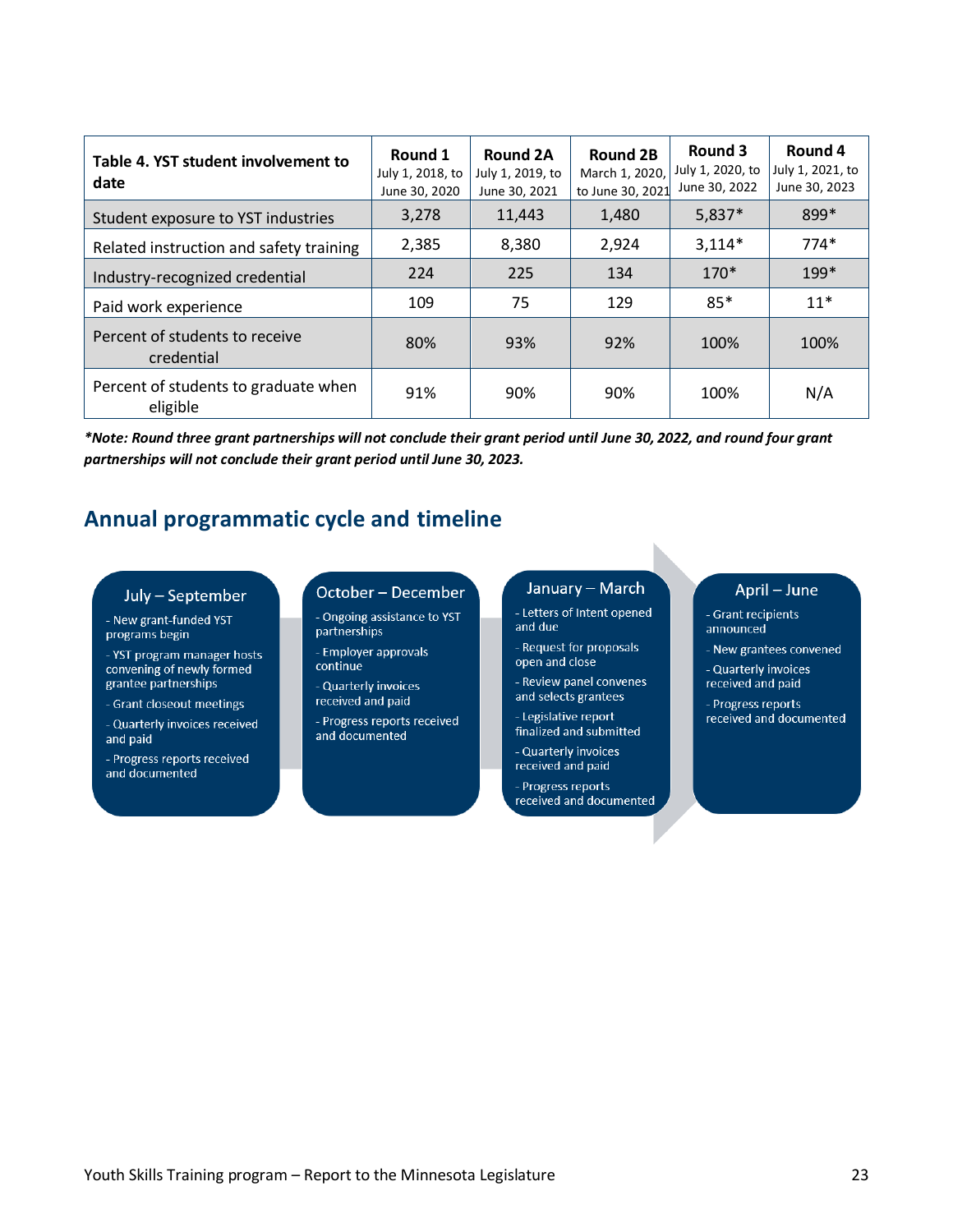| Table 4. YST student involvement to date | Round 1 July 1, 2018, to June 30, 2020 | Round 2A July 1, 2019, to June 30, 2021 | Round 2B March 1, 2020, to June 30, 2021 | Round 3 July 1, 2020, to June 30, 2022 | Round 4 July 1, 2021, to June 30, 2023 |
|---|---|---|---|---|---|
| Student exposure to YST industries | 3,278 | 11,443 | 1,480 | 5,837* | 899* |
| Related instruction and safety training | 2,385 | 8,380 | 2,924 | 3,114* | 774* |
| Industry-recognized credential | 224 | 225 | 134 | 170* | 199* |
| Paid work experience | 109 | 75 | 129 | 85* | 11* |
| Percent of students to receive credential | 80% | 93% | 92% | 100% | 100% |
| Percent of students to graduate when eligible | 91% | 90% | 90% | 100% | N/A |

***Note: Round three grant partnerships will not conclude their grant period until June 30, 2022, and round four grant partnerships will not conclude their grant period until June 30, 2023.***

## Annual programmatic cycle and timeline

**July – September**

- New grant-funded YST programs begin
- YST program manager hosts convening of newly formed grantee partnerships
- Grant closeout meetings
- Quarterly invoices received and paid
- Progress reports received and documented

**October – December**

- Ongoing assistance to YST partnerships
- Employer approvals continue
- Quarterly invoices received and paid
- Progress reports received and documented

**January – March**

- Letters of Intent opened and due
- Request for proposals open and close
- Review panel convenes and selects grantees
- Legislative report finalized and submitted
- Quarterly invoices received and paid
- Progress reports received and documented

**April – June**

- Grant recipients announced
- New grantees convened
- Quarterly invoices received and paid
- Progress reports received and documented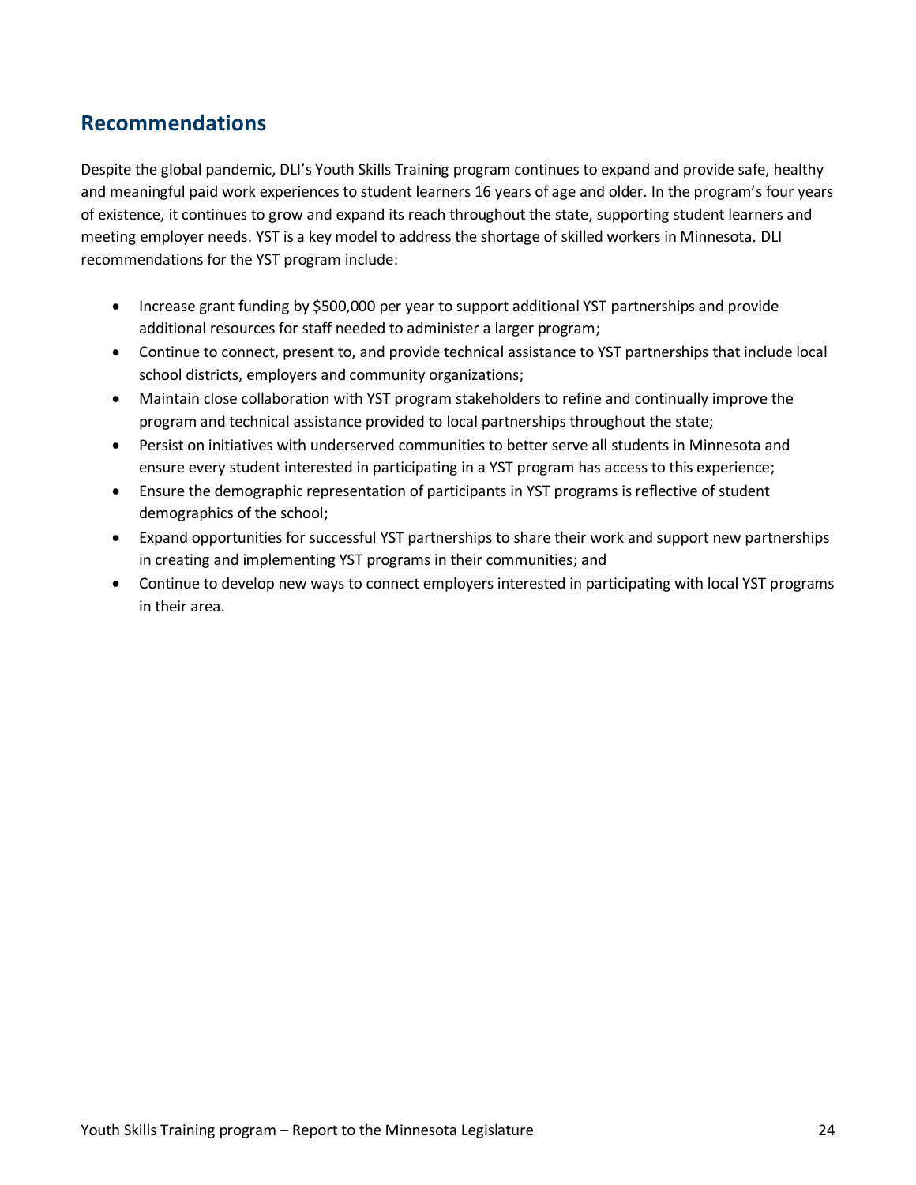## Recommendations

Despite the global pandemic, DLI's Youth Skills Training program continues to expand and provide safe, healthy and meaningful paid work experiences to student learners 16 years of age and older. In the program's four years of existence, it continues to grow and expand its reach throughout the state, supporting student learners and meeting employer needs. YST is a key model to address the shortage of skilled workers in Minnesota. DLI recommendations for the YST program include:

- Increase grant funding by $500,000 per year to support additional YST partnerships and provide additional resources for staff needed to administer a larger program;
- Continue to connect, present to, and provide technical assistance to YST partnerships that include local school districts, employers and community organizations;
- Maintain close collaboration with YST program stakeholders to refine and continually improve the program and technical assistance provided to local partnerships throughout the state;
- Persist on initiatives with underserved communities to better serve all students in Minnesota and ensure every student interested in participating in a YST program has access to this experience;
- Ensure the demographic representation of participants in YST programs is reflective of student demographics of the school;
- Expand opportunities for successful YST partnerships to share their work and support new partnerships in creating and implementing YST programs in their communities; and
- Continue to develop new ways to connect employers interested in participating with local YST programs in their area.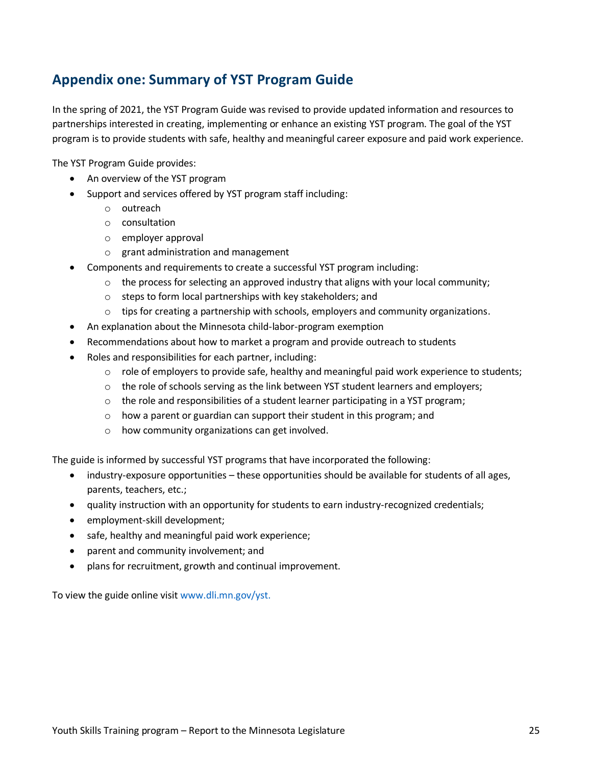## Appendix one: Summary of YST Program Guide

In the spring of 2021, the YST Program Guide was revised to provide updated information and resources to partnerships interested in creating, implementing or enhance an existing YST program. The goal of the YST program is to provide students with safe, healthy and meaningful career exposure and paid work experience.

The YST Program Guide provides:

- An overview of the YST program
- Support and services offered by YST program staff including:
  - outreach
  - consultation
  - employer approval
  - grant administration and management
- Components and requirements to create a successful YST program including:
  - the process for selecting an approved industry that aligns with your local community;
  - steps to form local partnerships with key stakeholders; and
  - tips for creating a partnership with schools, employers and community organizations.
- An explanation about the Minnesota child-labor-program exemption
- Recommendations about how to market a program and provide outreach to students
- Roles and responsibilities for each partner, including:
  - role of employers to provide safe, healthy and meaningful paid work experience to students;
  - the role of schools serving as the link between YST student learners and employers;
  - the role and responsibilities of a student learner participating in a YST program;
  - how a parent or guardian can support their student in this program; and
  - how community organizations can get involved.

The guide is informed by successful YST programs that have incorporated the following:

- industry-exposure opportunities – these opportunities should be available for students of all ages, parents, teachers, etc.;
- quality instruction with an opportunity for students to earn industry-recognized credentials;
- employment-skill development;
- safe, healthy and meaningful paid work experience;
- parent and community involvement; and
- plans for recruitment, growth and continual improvement.

To view the guide online visit www.dli.mn.gov/yst.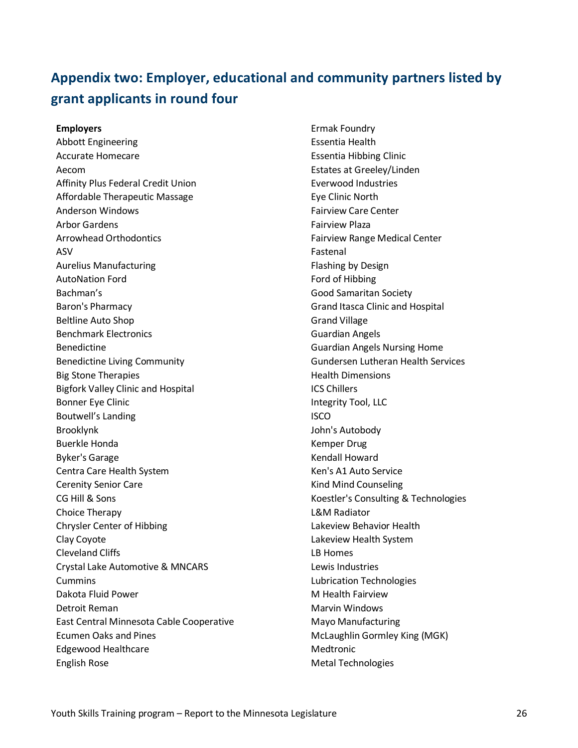## Appendix two: Employer, educational and community partners listed by grant applicants in round four

**Employers**

Abbott Engineering
Accurate Homecare
Aecom
Affinity Plus Federal Credit Union
Affordable Therapeutic Massage
Anderson Windows
Arbor Gardens
Arrowhead Orthodontics
ASV
Aurelius Manufacturing
AutoNation Ford
Bachman's
Baron's Pharmacy
Beltline Auto Shop
Benchmark Electronics
Benedictine
Benedictine Living Community
Big Stone Therapies
Bigfork Valley Clinic and Hospital
Bonner Eye Clinic
Boutwell's Landing
Brooklynk
Buerkle Honda
Byker's Garage
Centra Care Health System
Cerenity Senior Care
CG Hill & Sons
Choice Therapy
Chrysler Center of Hibbing
Clay Coyote
Cleveland Cliffs
Crystal Lake Automotive & MNCARS
Cummins
Dakota Fluid Power
Detroit Reman
East Central Minnesota Cable Cooperative
Ecumen Oaks and Pines
Edgewood Healthcare
English Rose
Ermak Foundry
Essentia Health
Essentia Hibbing Clinic
Estates at Greeley/Linden
Everwood Industries
Eye Clinic North
Fairview Care Center
Fairview Plaza
Fairview Range Medical Center
Fastenal
Flashing by Design
Ford of Hibbing
Good Samaritan Society
Grand Itasca Clinic and Hospital
Grand Village
Guardian Angels
Guardian Angels Nursing Home
Gundersen Lutheran Health Services
Health Dimensions
ICS Chillers
Integrity Tool, LLC
ISCO
John's Autobody
Kemper Drug
Kendall Howard
Ken's A1 Auto Service
Kind Mind Counseling
Koestler's Consulting & Technologies
L&M Radiator
Lakeview Behavior Health
Lakeview Health System
LB Homes
Lewis Industries
Lubrication Technologies
M Health Fairview
Marvin Windows
Mayo Manufacturing
McLaughlin Gormley King (MGK)
Medtronic
Metal Technologies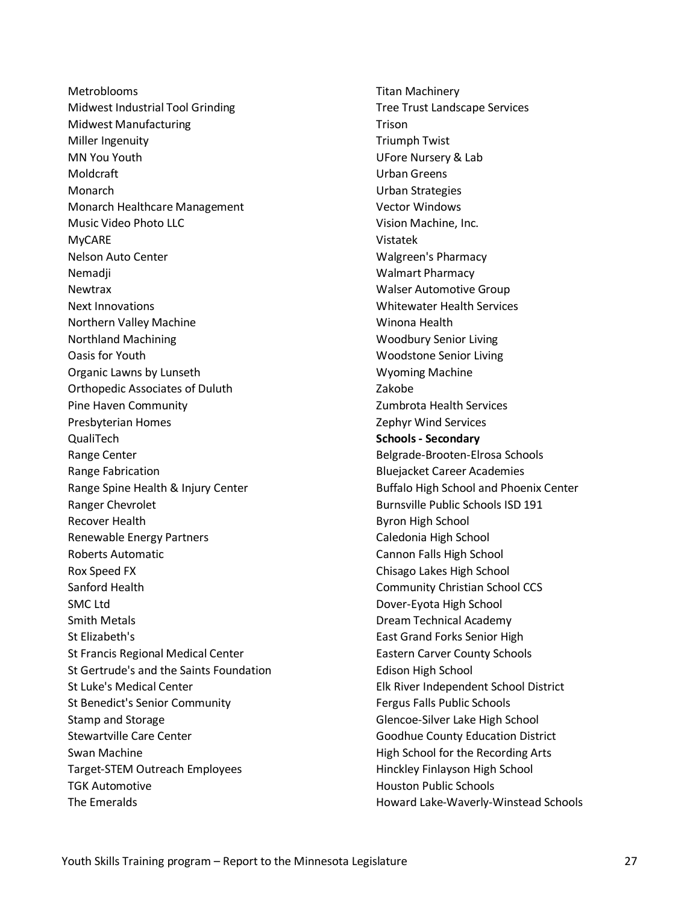Metroblooms
Midwest Industrial Tool Grinding
Midwest Manufacturing
Miller Ingenuity
MN You Youth
Moldcraft
Monarch
Monarch Healthcare Management
Music Video Photo LLC
MyCARE
Nelson Auto Center
Nemadji
Newtrax
Next Innovations
Northern Valley Machine
Northland Machining
Oasis for Youth
Organic Lawns by Lunseth
Orthopedic Associates of Duluth
Pine Haven Community
Presbyterian Homes
QualiTech
Range Center
Range Fabrication
Range Spine Health & Injury Center
Ranger Chevrolet
Recover Health
Renewable Energy Partners
Roberts Automatic
Rox Speed FX
Sanford Health
SMC Ltd
Smith Metals
St Elizabeth's
St Francis Regional Medical Center
St Gertrude's and the Saints Foundation
St Luke's Medical Center
St Benedict's Senior Community
Stamp and Storage
Stewartville Care Center
Swan Machine
Target-STEM Outreach Employees
TGK Automotive
The Emeralds
Titan Machinery
Tree Trust Landscape Services
Trison
Triumph Twist
UFore Nursery & Lab
Urban Greens
Urban Strategies
Vector Windows
Vision Machine, Inc.
Vistatek
Walgreen's Pharmacy
Walmart Pharmacy
Walser Automotive Group
Whitewater Health Services
Winona Health
Woodbury Senior Living
Woodstone Senior Living
Wyoming Machine
Zakobe
Zumbrota Health Services
Zephyr Wind Services

**Schools - Secondary**

Belgrade-Brooten-Elrosa Schools
Bluejacket Career Academies
Buffalo High School and Phoenix Center
Burnsville Public Schools ISD 191
Byron High School
Caledonia High School
Cannon Falls High School
Chisago Lakes High School
Community Christian School CCS
Dover-Eyota High School
Dream Technical Academy
East Grand Forks Senior High
Eastern Carver County Schools
Edison High School
Elk River Independent School District
Fergus Falls Public Schools
Glencoe-Silver Lake High School
Goodhue County Education District
High School for the Recording Arts
Hinckley Finlayson High School
Houston Public Schools
Howard Lake-Waverly-Winstead Schools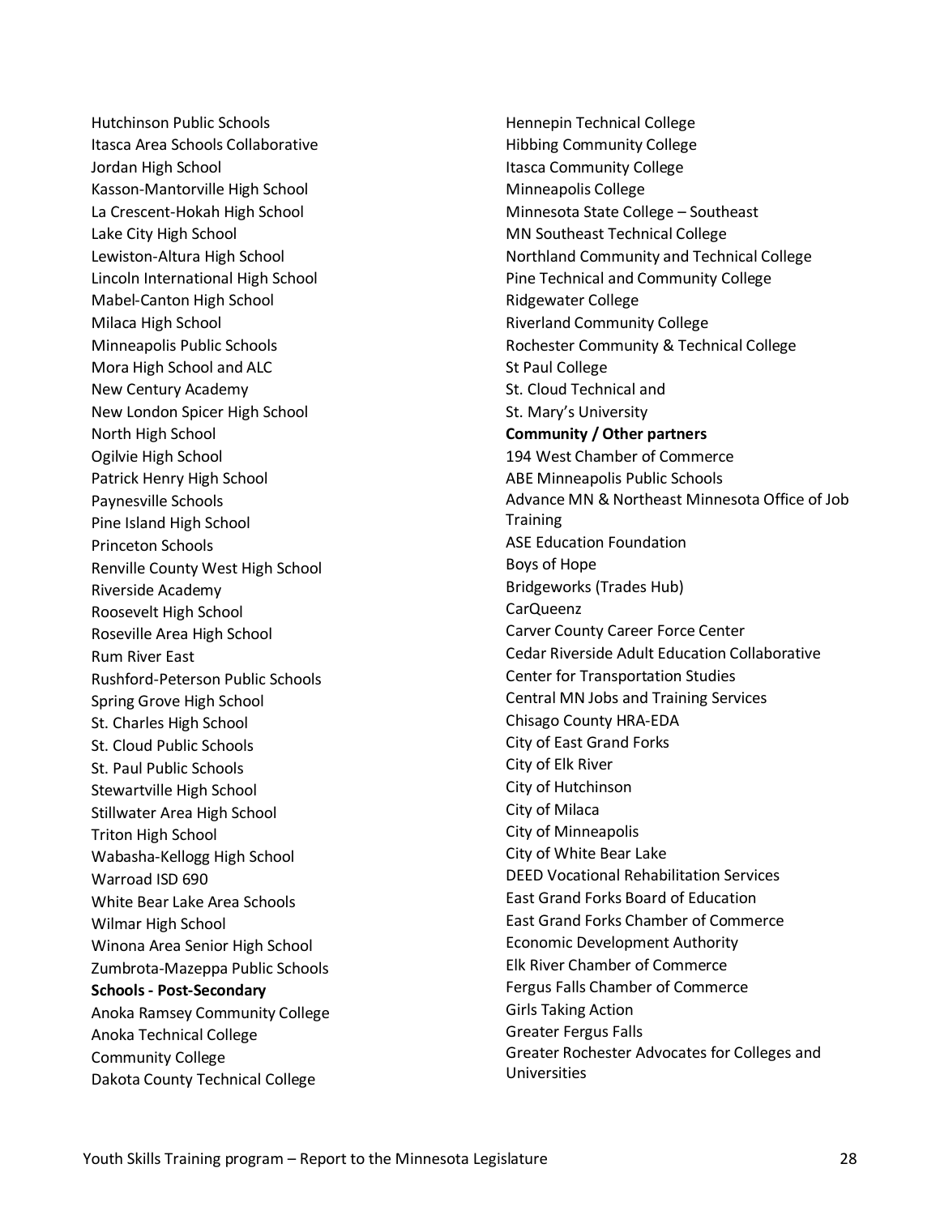Hutchinson Public Schools
Itasca Area Schools Collaborative
Jordan High School
Kasson-Mantorville High School
La Crescent-Hokah High School
Lake City High School
Lewiston-Altura High School
Lincoln International High School
Mabel-Canton High School
Milaca High School
Minneapolis Public Schools
Mora High School and ALC
New Century Academy
New London Spicer High School
North High School
Ogilvie High School
Patrick Henry High School
Paynesville Schools
Pine Island High School
Princeton Schools
Renville County West High School
Riverside Academy
Roosevelt High School
Roseville Area High School
Rum River East
Rushford-Peterson Public Schools
Spring Grove High School
St. Charles High School
St. Cloud Public Schools
St. Paul Public Schools
Stewartville High School
Stillwater Area High School
Triton High School
Wabasha-Kellogg High School
Warroad ISD 690
White Bear Lake Area Schools
Wilmar High School
Winona Area Senior High School
Zumbrota-Mazeppa Public Schools

**Schools - Post-Secondary**

Anoka Ramsey Community College
Anoka Technical College
Community College
Dakota County Technical College
Hennepin Technical College
Hibbing Community College
Itasca Community College
Minneapolis College
Minnesota State College – Southeast
MN Southeast Technical College
Northland Community and Technical College
Pine Technical and Community College
Ridgewater College
Riverland Community College
Rochester Community & Technical College
St Paul College
St. Cloud Technical and
St. Mary's University

**Community / Other partners**

194 West Chamber of Commerce
ABE Minneapolis Public Schools
Advance MN & Northeast Minnesota Office of Job Training
ASE Education Foundation
Boys of Hope
Bridgeworks (Trades Hub)
CarQueenz
Carver County Career Force Center
Cedar Riverside Adult Education Collaborative
Center for Transportation Studies
Central MN Jobs and Training Services
Chisago County HRA-EDA
City of East Grand Forks
City of Elk River
City of Hutchinson
City of Milaca
City of Minneapolis
City of White Bear Lake
DEED Vocational Rehabilitation Services
East Grand Forks Board of Education
East Grand Forks Chamber of Commerce
Economic Development Authority
Elk River Chamber of Commerce
Fergus Falls Chamber of Commerce
Girls Taking Action
Greater Fergus Falls
Greater Rochester Advocates for Colleges and Universities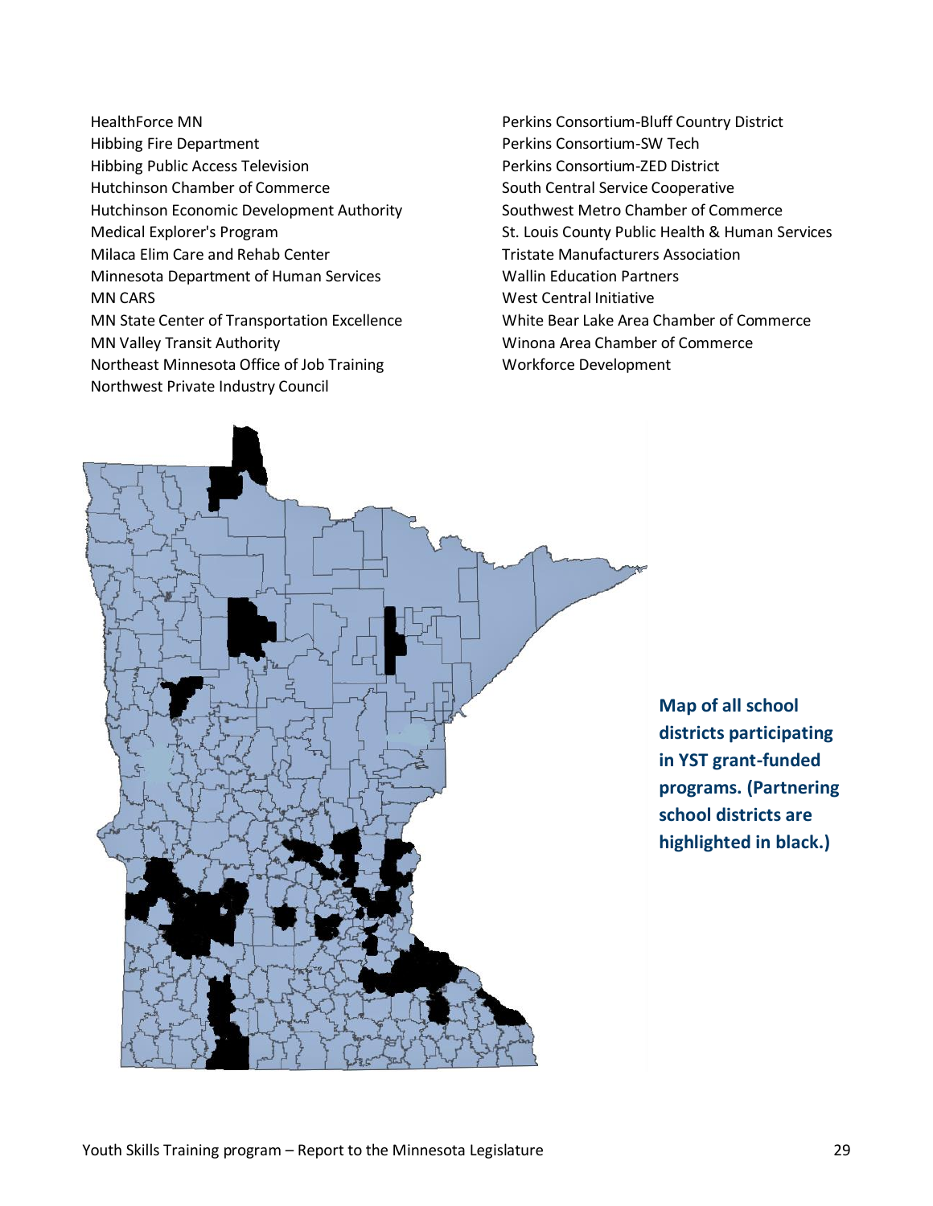HealthForce MN
Hibbing Fire Department
Hibbing Public Access Television
Hutchinson Chamber of Commerce
Hutchinson Economic Development Authority
Medical Explorer's Program
Milaca Elim Care and Rehab Center
Minnesota Department of Human Services
MN CARS
MN State Center of Transportation Excellence
MN Valley Transit Authority
Northeast Minnesota Office of Job Training
Northwest Private Industry Council
Perkins Consortium-Bluff Country District
Perkins Consortium-SW Tech
Perkins Consortium-ZED District
South Central Service Cooperative
Southwest Metro Chamber of Commerce
St. Louis County Public Health & Human Services
Tristate Manufacturers Association
Wallin Education Partners
West Central Initiative
White Bear Lake Area Chamber of Commerce
Winona Area Chamber of Commerce
Workforce Development

**Map of all school districts participating in YST grant-funded programs. (Partnering school districts are highlighted in black.)**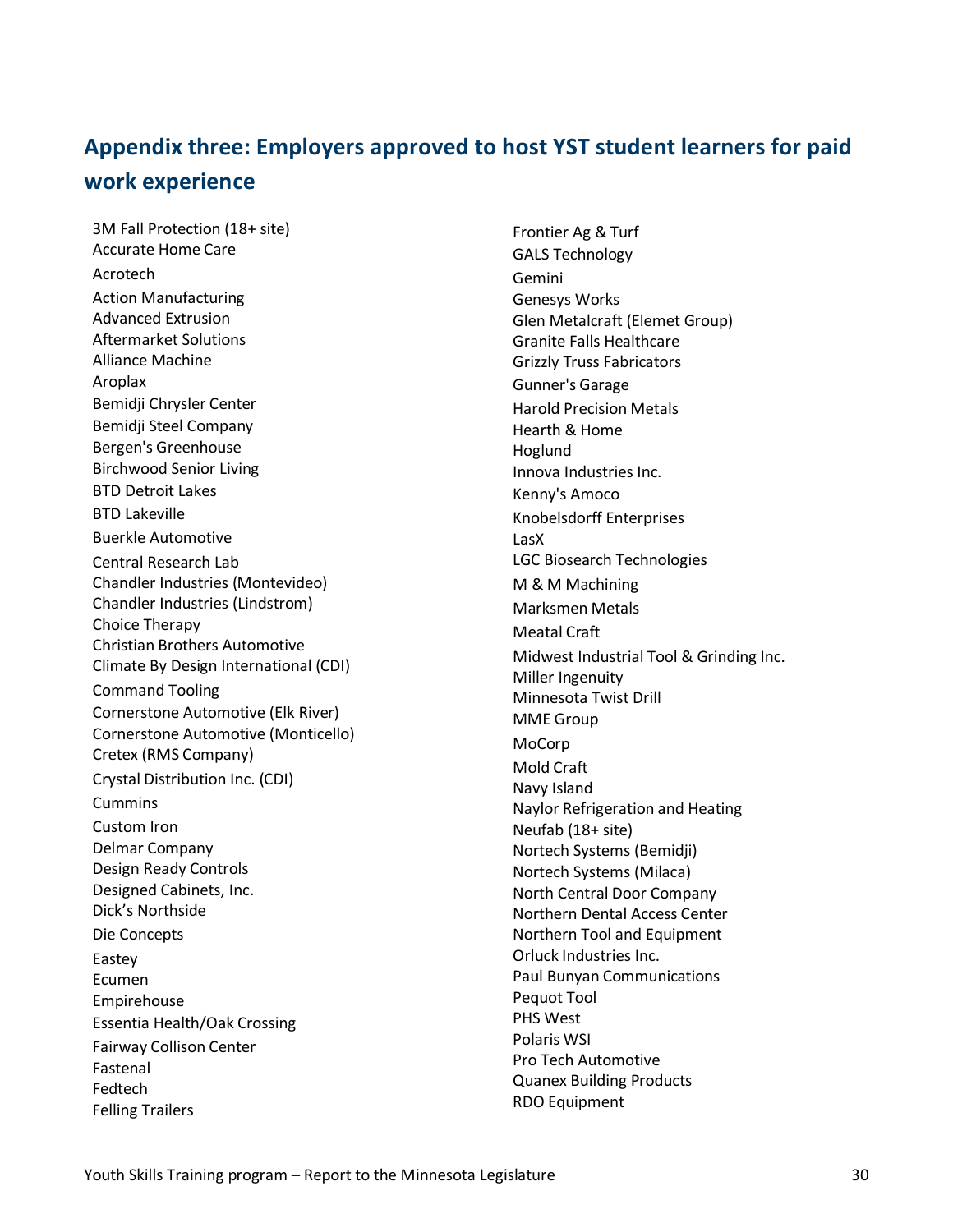## Appendix three: Employers approved to host YST student learners for paid work experience

3M Fall Protection (18+ site)
Accurate Home Care
Acrotech
Action Manufacturing
Advanced Extrusion
Aftermarket Solutions
Alliance Machine
Aroplax
Bemidji Chrysler Center
Bemidji Steel Company
Bergen's Greenhouse
Birchwood Senior Living
BTD Detroit Lakes
BTD Lakeville
Buerkle Automotive
Central Research Lab
Chandler Industries (Montevideo)
Chandler Industries (Lindstrom)
Choice Therapy
Christian Brothers Automotive
Climate By Design International (CDI)
Command Tooling
Cornerstone Automotive (Elk River)
Cornerstone Automotive (Monticello)
Cretex (RMS Company)
Crystal Distribution Inc. (CDI)
Cummins
Custom Iron
Delmar Company
Design Ready Controls
Designed Cabinets, Inc.
Dick’s Northside
Die Concepts
Eastey
Ecumen
Empirehouse
Essentia Health/Oak Crossing
Fairway Collison Center
Fastenal
Fedtech
Felling Trailers
Frontier Ag & Turf
GALS Technology
Gemini
Genesys Works
Glen Metalcraft (Elemet Group)
Granite Falls Healthcare
Grizzly Truss Fabricators
Gunner's Garage
Harold Precision Metals
Hearth & Home
Hoglund
Innova Industries Inc.
Kenny's Amoco
Knobelsdorff Enterprises
LasX
LGC Biosearch Technologies
M & M Machining
Marksmen Metals
Meatal Craft
Midwest Industrial Tool & Grinding Inc.
Miller Ingenuity
Minnesota Twist Drill
MME Group
MoCorp
Mold Craft
Navy Island
Naylor Refrigeration and Heating
Neufab (18+ site)
Nortech Systems (Bemidji)
Nortech Systems (Milaca)
North Central Door Company
Northern Dental Access Center
Northern Tool and Equipment
Orluck Industries Inc.
Paul Bunyan Communications
Pequot Tool
PHS West
Polaris WSI
Pro Tech Automotive
Quanex Building Products
RDO Equipment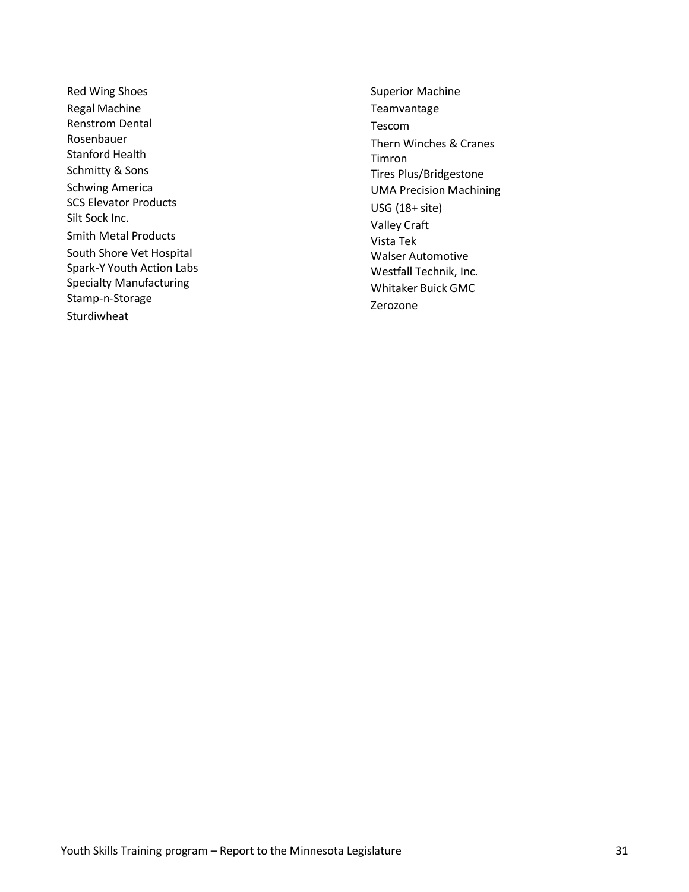- Red Wing Shoes
- Regal Machine
- Renstrom Dental
- Rosenbauer
- Stanford Health
- Schmitty & Sons
- Schwing America
- SCS Elevator Products
- Silt Sock Inc.
- Smith Metal Products
- South Shore Vet Hospital
- Spark-Y Youth Action Labs
- Specialty Manufacturing
- Stamp-n-Storage
- Sturdiwheat
- Superior Machine
- Teamvantage
- Tescom
- Thern Winches & Cranes
- Timron
- Tires Plus/Bridgestone
- UMA Precision Machining
- USG (18+ site)
- Valley Craft
- Vista Tek
- Walser Automotive
- Westfall Technik, Inc.
- Whitaker Buick GMC
- Zerozone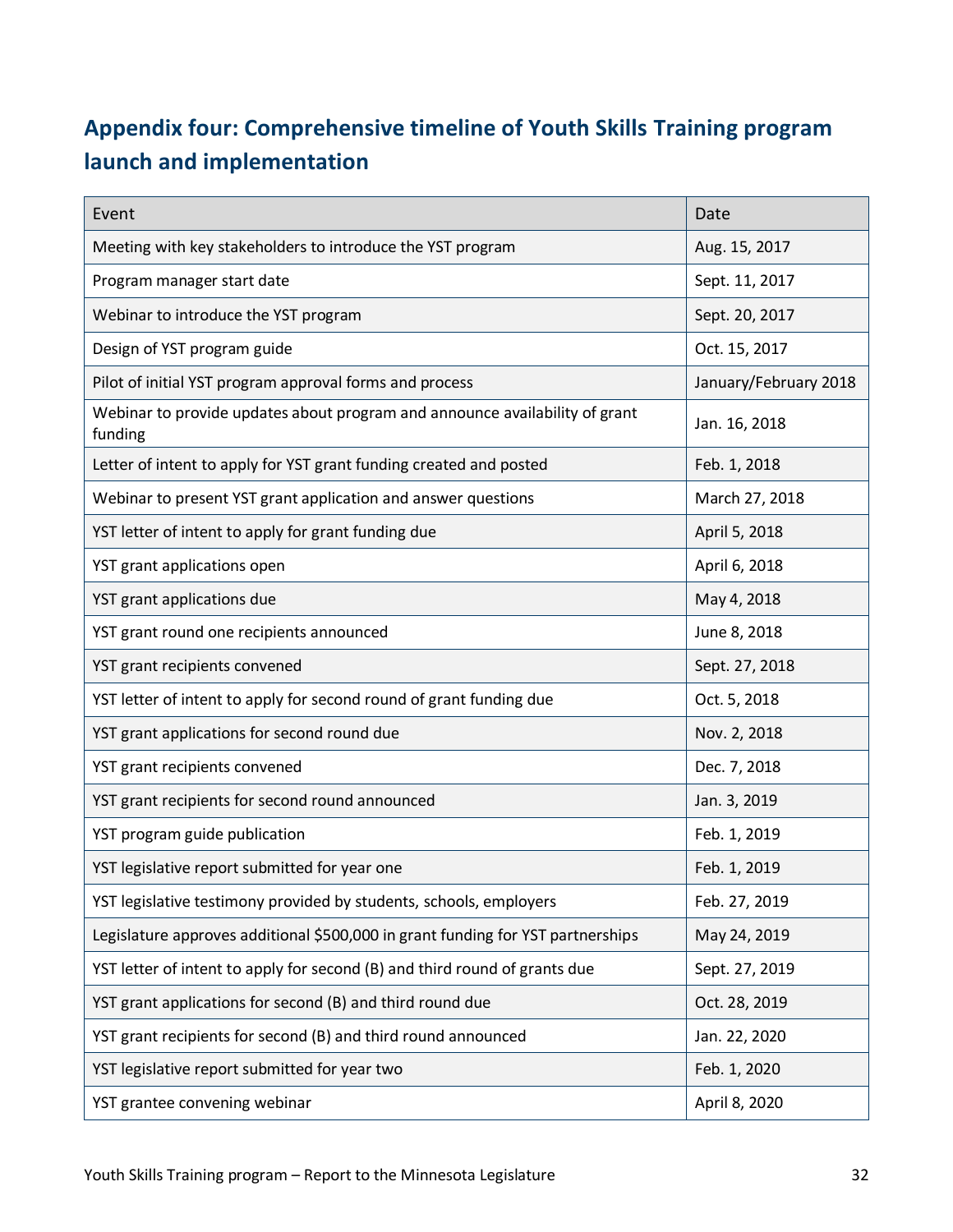## Appendix four: Comprehensive timeline of Youth Skills Training program launch and implementation

| Event | Date |
|---|---|
| Meeting with key stakeholders to introduce the YST program | Aug. 15, 2017 |
| Program manager start date | Sept. 11, 2017 |
| Webinar to introduce the YST program | Sept. 20, 2017 |
| Design of YST program guide | Oct. 15, 2017 |
| Pilot of initial YST program approval forms and process | January/February 2018 |
| Webinar to provide updates about program and announce availability of grant funding | Jan. 16, 2018 |
| Letter of intent to apply for YST grant funding created and posted | Feb. 1, 2018 |
| Webinar to present YST grant application and answer questions | March 27, 2018 |
| YST letter of intent to apply for grant funding due | April 5, 2018 |
| YST grant applications open | April 6, 2018 |
| YST grant applications due | May 4, 2018 |
| YST grant round one recipients announced | June 8, 2018 |
| YST grant recipients convened | Sept. 27, 2018 |
| YST letter of intent to apply for second round of grant funding due | Oct. 5, 2018 |
| YST grant applications for second round due | Nov. 2, 2018 |
| YST grant recipients convened | Dec. 7, 2018 |
| YST grant recipients for second round announced | Jan. 3, 2019 |
| YST program guide publication | Feb. 1, 2019 |
| YST legislative report submitted for year one | Feb. 1, 2019 |
| YST legislative testimony provided by students, schools, employers | Feb. 27, 2019 |
| Legislature approves additional $500,000 in grant funding for YST partnerships | May 24, 2019 |
| YST letter of intent to apply for second (B) and third round of grants due | Sept. 27, 2019 |
| YST grant applications for second (B) and third round due | Oct. 28, 2019 |
| YST grant recipients for second (B) and third round announced | Jan. 22, 2020 |
| YST legislative report submitted for year two | Feb. 1, 2020 |
| YST grantee convening webinar | April 8, 2020 |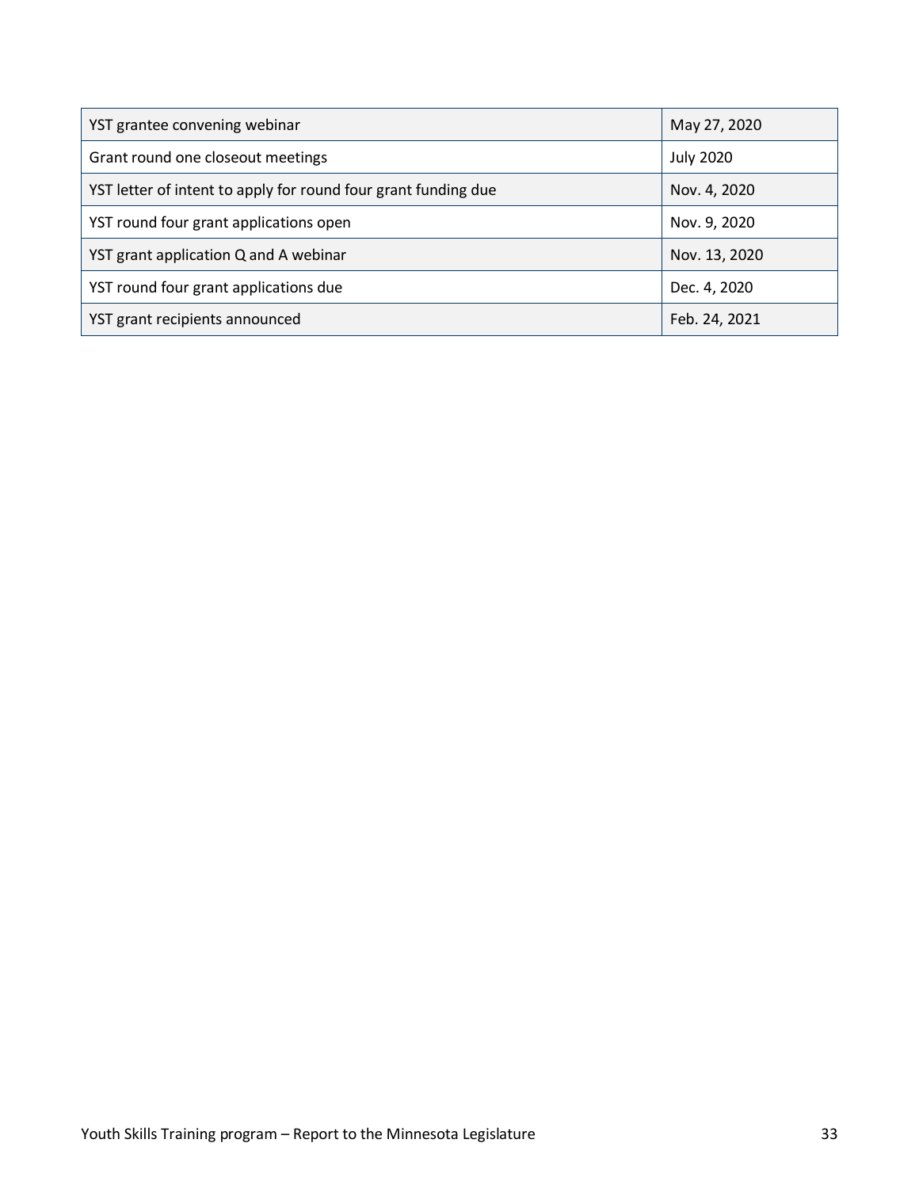| | |
|---|---|
| YST grantee convening webinar | May 27, 2020 |
| Grant round one closeout meetings | July 2020 |
| YST letter of intent to apply for round four grant funding due | Nov. 4, 2020 |
| YST round four grant applications open | Nov. 9, 2020 |
| YST grant application Q and A webinar | Nov. 13, 2020 |
| YST round four grant applications due | Dec. 4, 2020 |
| YST grant recipients announced | Feb. 24, 2021 |